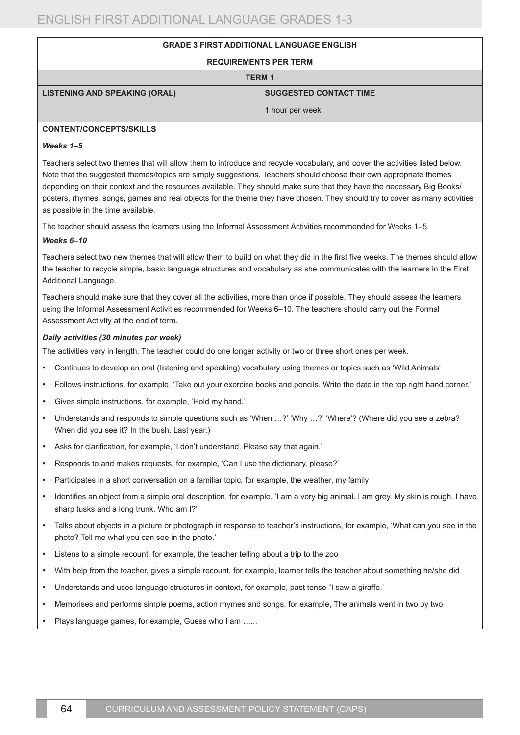## GRADE 3 FIRST ADDITIONAL LANGUAGE ENGLISH

### REQUIREMENTS PER TERM

### TERM 1

| LISTENING AND SPEAKING (ORAL) | SUGGESTED CONTACT TIME |
|---|---|
| | 1 hour per week |

**CONTENT/CONCEPTS/SKILLS**

***Weeks 1–5***

Teachers select two themes that will allow them to introduce and recycle vocabulary, and cover the activities listed below. Note that the suggested themes/topics are simply suggestions. Teachers should choose their own appropriate themes depending on their context and the resources available. They should make sure that they have the necessary Big Books/ posters, rhymes, songs, games and real objects for the theme they have chosen. They should try to cover as many activities as possible in the time available.

The teacher should assess the learners using the Informal Assessment Activities recommended for Weeks 1–5.

***Weeks 6–10***

Teachers select two new themes that will allow them to build on what they did in the first five weeks. The themes should allow the teacher to recycle simple, basic language structures and vocabulary as she communicates with the learners in the First Additional Language.

Teachers should make sure that they cover all the activities, more than once if possible. They should assess the learners using the Informal Assessment Activities recommended for Weeks 6–10. The teachers should carry out the Formal Assessment Activity at the end of term.

***Daily activities (30 minutes per week)***

The activities vary in length. The teacher could do one longer activity or two or three short ones per week.

- Continues to develop an oral (listening and speaking) vocabulary using themes or topics such as 'Wild Animals'
- Follows instructions, for example, 'Take out your exercise books and pencils. Write the date in the top right hand corner.'
- Gives simple instructions, for example, 'Hold my hand.'
- Understands and responds to simple questions such as 'When …?' 'Why …?' 'Where'? (Where did you see a zebra? When did you see it? In the bush. Last year.)
- Asks for clarification, for example, 'I don't understand. Please say that again.'
- Responds to and makes requests, for example, 'Can I use the dictionary, please?'
- Participates in a short conversation on a familiar topic, for example, the weather, my family
- Identifies an object from a simple oral description, for example, 'I am a very big animal. I am grey. My skin is rough. I have sharp tusks and a long trunk. Who am I?'
- Talks about objects in a picture or photograph in response to teacher's instructions, for example, 'What can you see in the photo? Tell me what you can see in the photo.'
- Listens to a simple recount, for example, the teacher telling about a trip to the zoo
- With help from the teacher, gives a simple recount, for example, learner tells the teacher about something he/she did
- Understands and uses language structures in context, for example, past tense "I saw a giraffe.'
- Memorises and performs simple poems, action rhymes and songs, for example, The animals went in two by two
- Plays language games, for example, Guess who I am …...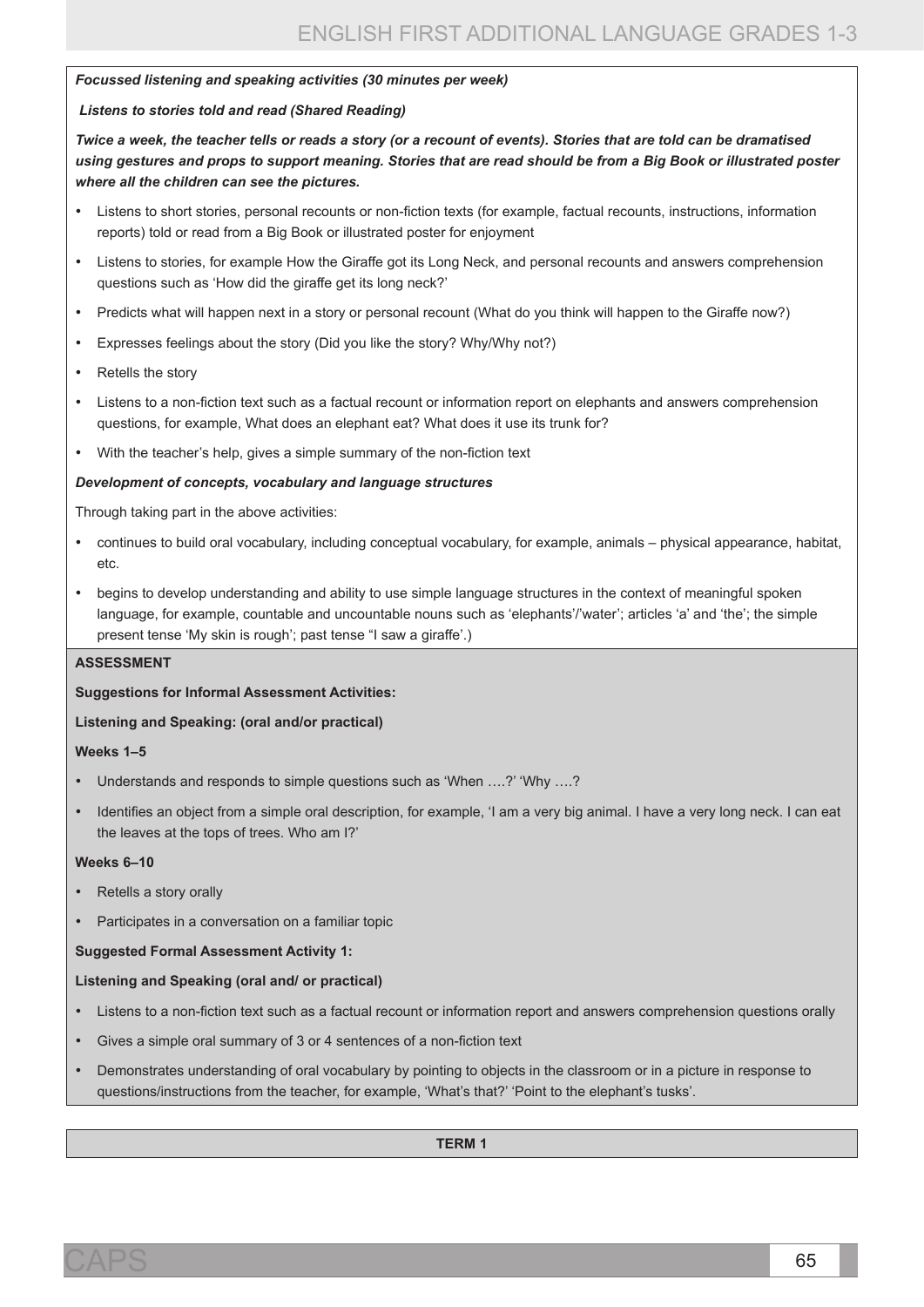***Focussed listening and speaking activities (30 minutes per week)***

***Listens to stories told and read (Shared Reading)***

***Twice a week, the teacher tells or reads a story (or a recount of events). Stories that are told can be dramatised using gestures and props to support meaning. Stories that are read should be from a Big Book or illustrated poster where all the children can see the pictures.***

- Listens to short stories, personal recounts or non-fiction texts (for example, factual recounts, instructions, information reports) told or read from a Big Book or illustrated poster for enjoyment
- Listens to stories, for example How the Giraffe got its Long Neck, and personal recounts and answers comprehension questions such as 'How did the giraffe get its long neck?'
- Predicts what will happen next in a story or personal recount (What do you think will happen to the Giraffe now?)
- Expresses feelings about the story (Did you like the story? Why/Why not?)
- Retells the story
- Listens to a non-fiction text such as a factual recount or information report on elephants and answers comprehension questions, for example, What does an elephant eat? What does it use its trunk for?
- With the teacher's help, gives a simple summary of the non-fiction text

***Development of concepts, vocabulary and language structures***

Through taking part in the above activities:

- continues to build oral vocabulary, including conceptual vocabulary, for example, animals – physical appearance, habitat, etc.
- begins to develop understanding and ability to use simple language structures in the context of meaningful spoken language, for example, countable and uncountable nouns such as 'elephants'/'water'; articles 'a' and 'the'; the simple present tense 'My skin is rough'; past tense "I saw a giraffe'.)

**ASSESSMENT**

**Suggestions for Informal Assessment Activities:**

**Listening and Speaking: (oral and/or practical)**

**Weeks 1–5**

- Understands and responds to simple questions such as 'When ….?' 'Why ….?
- Identifies an object from a simple oral description, for example, 'I am a very big animal. I have a very long neck. I can eat the leaves at the tops of trees. Who am I?'

**Weeks 6–10**

- Retells a story orally
- Participates in a conversation on a familiar topic

**Suggested Formal Assessment Activity 1:**

**Listening and Speaking (oral and/ or practical)**

- Listens to a non-fiction text such as a factual recount or information report and answers comprehension questions orally
- Gives a simple oral summary of 3 or 4 sentences of a non-fiction text
- Demonstrates understanding of oral vocabulary by pointing to objects in the classroom or in a picture in response to questions/instructions from the teacher, for example, 'What's that?' 'Point to the elephant's tusks'.

**TERM 1**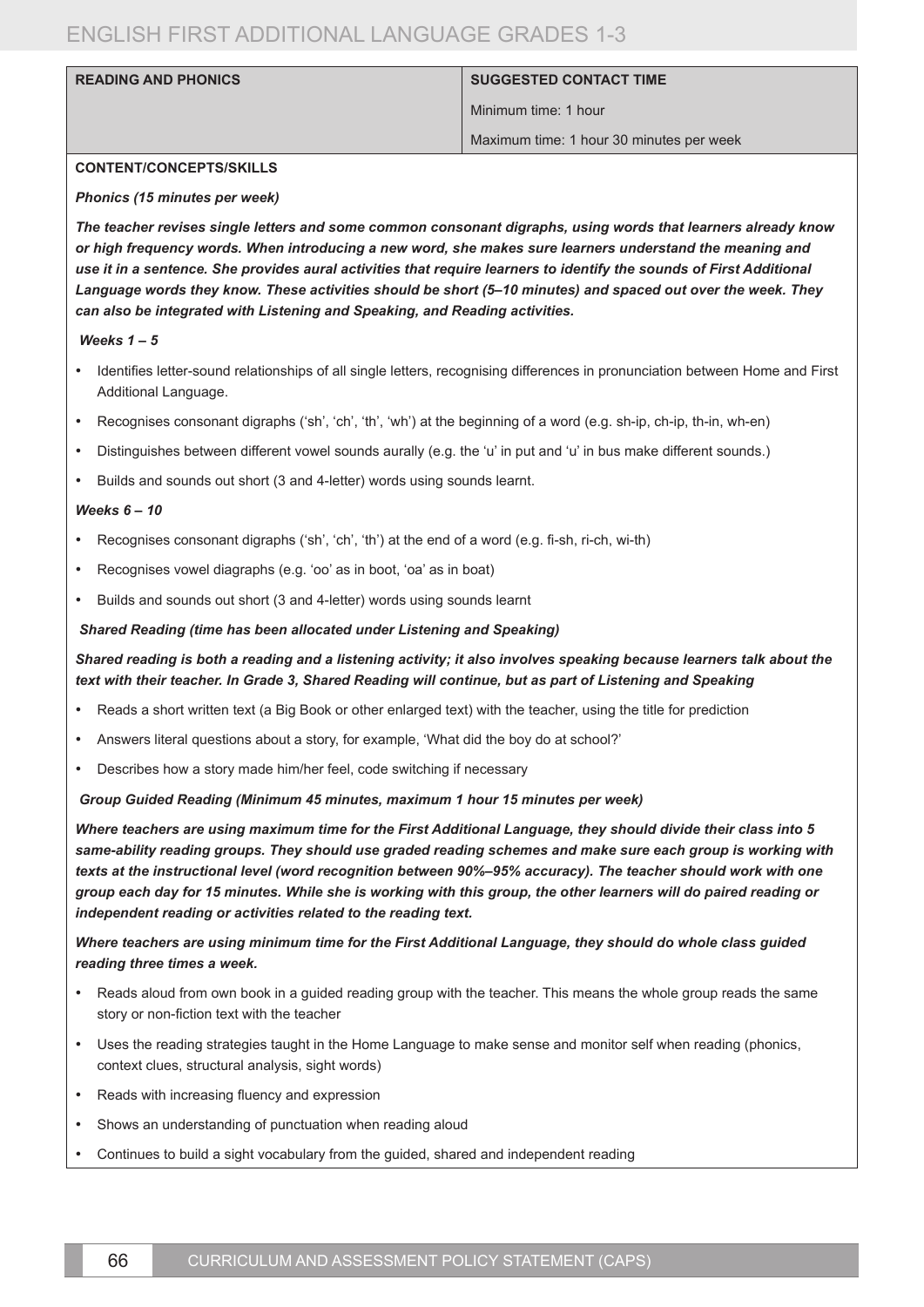| READING AND PHONICS | SUGGESTED CONTACT TIME |
|---|---|
| | Minimum time: 1 hour |
| | Maximum time: 1 hour 30 minutes per week |

**CONTENT/CONCEPTS/SKILLS**

***Phonics (15 minutes per week)***

***The teacher revises single letters and some common consonant digraphs, using words that learners already know or high frequency words. When introducing a new word, she makes sure learners understand the meaning and use it in a sentence. She provides aural activities that require learners to identify the sounds of First Additional Language words they know. These activities should be short (5–10 minutes) and spaced out over the week. They can also be integrated with Listening and Speaking, and Reading activities.***

***Weeks 1 – 5***

- Identifies letter-sound relationships of all single letters, recognising differences in pronunciation between Home and First Additional Language.
- Recognises consonant digraphs ('sh', 'ch', 'th', 'wh') at the beginning of a word (e.g. sh-ip, ch-ip, th-in, wh-en)
- Distinguishes between different vowel sounds aurally (e.g. the 'u' in put and 'u' in bus make different sounds.)
- Builds and sounds out short (3 and 4-letter) words using sounds learnt.

***Weeks 6 – 10***

- Recognises consonant digraphs ('sh', 'ch', 'th') at the end of a word (e.g. fi-sh, ri-ch, wi-th)
- Recognises vowel diagraphs (e.g. 'oo' as in boot, 'oa' as in boat)
- Builds and sounds out short (3 and 4-letter) words using sounds learnt

***Shared Reading (time has been allocated under Listening and Speaking)***

***Shared reading is both a reading and a listening activity; it also involves speaking because learners talk about the text with their teacher. In Grade 3, Shared Reading will continue, but as part of Listening and Speaking***

- Reads a short written text (a Big Book or other enlarged text) with the teacher, using the title for prediction
- Answers literal questions about a story, for example, 'What did the boy do at school?'
- Describes how a story made him/her feel, code switching if necessary

***Group Guided Reading (Minimum 45 minutes, maximum 1 hour 15 minutes per week)***

***Where teachers are using maximum time for the First Additional Language, they should divide their class into 5 same-ability reading groups. They should use graded reading schemes and make sure each group is working with texts at the instructional level (word recognition between 90%–95% accuracy). The teacher should work with one group each day for 15 minutes. While she is working with this group, the other learners will do paired reading or independent reading or activities related to the reading text.***

***Where teachers are using minimum time for the First Additional Language, they should do whole class guided reading three times a week.***

- Reads aloud from own book in a guided reading group with the teacher. This means the whole group reads the same story or non-fiction text with the teacher
- Uses the reading strategies taught in the Home Language to make sense and monitor self when reading (phonics, context clues, structural analysis, sight words)
- Reads with increasing fluency and expression
- Shows an understanding of punctuation when reading aloud
- Continues to build a sight vocabulary from the guided, shared and independent reading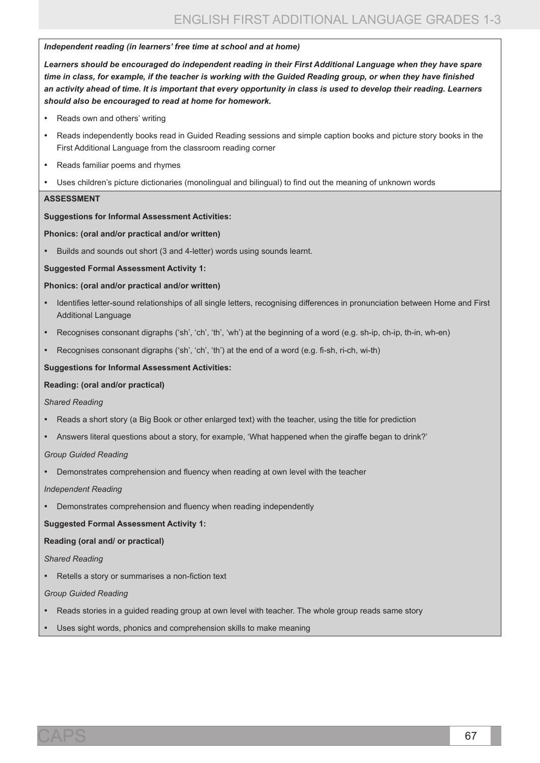***Independent reading (in learners' free time at school and at home)***

***Learners should be encouraged do independent reading in their First Additional Language when they have spare time in class, for example, if the teacher is working with the Guided Reading group, or when they have finished an activity ahead of time. It is important that every opportunity in class is used to develop their reading. Learners should also be encouraged to read at home for homework.***

- Reads own and others' writing
- Reads independently books read in Guided Reading sessions and simple caption books and picture story books in the First Additional Language from the classroom reading corner
- Reads familiar poems and rhymes
- Uses children's picture dictionaries (monolingual and bilingual) to find out the meaning of unknown words

**ASSESSMENT**

**Suggestions for Informal Assessment Activities:**

**Phonics: (oral and/or practical and/or written)**

- Builds and sounds out short (3 and 4-letter) words using sounds learnt.

**Suggested Formal Assessment Activity 1:**

**Phonics: (oral and/or practical and/or written)**

- Identifies letter-sound relationships of all single letters, recognising differences in pronunciation between Home and First Additional Language
- Recognises consonant digraphs ('sh', 'ch', 'th', 'wh') at the beginning of a word (e.g. sh-ip, ch-ip, th-in, wh-en)
- Recognises consonant digraphs ('sh', 'ch', 'th') at the end of a word (e.g. fi-sh, ri-ch, wi-th)

**Suggestions for Informal Assessment Activities:**

**Reading: (oral and/or practical)**

*Shared Reading*

- Reads a short story (a Big Book or other enlarged text) with the teacher, using the title for prediction
- Answers literal questions about a story, for example, 'What happened when the giraffe began to drink?'

*Group Guided Reading*

- Demonstrates comprehension and fluency when reading at own level with the teacher

*Independent Reading*

- Demonstrates comprehension and fluency when reading independently

**Suggested Formal Assessment Activity 1:**

**Reading (oral and/ or practical)**

*Shared Reading*

- Retells a story or summarises a non-fiction text

*Group Guided Reading*

- Reads stories in a guided reading group at own level with teacher. The whole group reads same story
- Uses sight words, phonics and comprehension skills to make meaning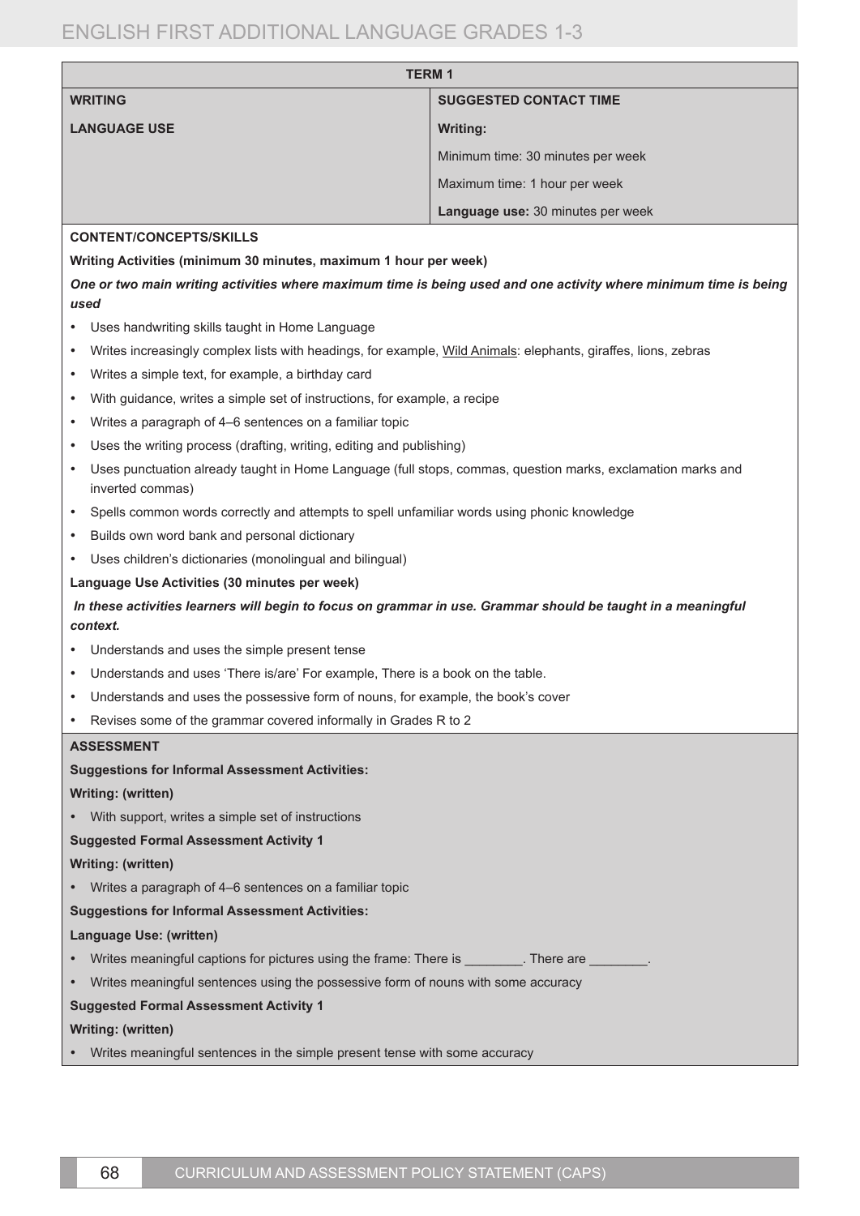| TERM 1 | |
|---|---|
| **WRITING** | **SUGGESTED CONTACT TIME** |
| **LANGUAGE USE** | **Writing:** |
| | Minimum time: 30 minutes per week |
| | Maximum time: 1 hour per week |
| | **Language use:** 30 minutes per week |

**CONTENT/CONCEPTS/SKILLS**

**Writing Activities (minimum 30 minutes, maximum 1 hour per week)**

***One or two main writing activities where maximum time is being used and one activity where minimum time is being used***

- Uses handwriting skills taught in Home Language
- Writes increasingly complex lists with headings, for example, <u>Wild Animals</u>: elephants, giraffes, lions, zebras
- Writes a simple text, for example, a birthday card
- With guidance, writes a simple set of instructions, for example, a recipe
- Writes a paragraph of 4–6 sentences on a familiar topic
- Uses the writing process (drafting, writing, editing and publishing)
- Uses punctuation already taught in Home Language (full stops, commas, question marks, exclamation marks and inverted commas)
- Spells common words correctly and attempts to spell unfamiliar words using phonic knowledge
- Builds own word bank and personal dictionary
- Uses children's dictionaries (monolingual and bilingual)

**Language Use Activities (30 minutes per week)**

***In these activities learners will begin to focus on grammar in use. Grammar should be taught in a meaningful context.***

- Understands and uses the simple present tense
- Understands and uses 'There is/are' For example, There is a book on the table.
- Understands and uses the possessive form of nouns, for example, the book's cover
- Revises some of the grammar covered informally in Grades R to 2

**ASSESSMENT**

**Suggestions for Informal Assessment Activities:**

**Writing: (written)**

- With support, writes a simple set of instructions

**Suggested Formal Assessment Activity 1**

**Writing: (written)**

- Writes a paragraph of 4–6 sentences on a familiar topic

**Suggestions for Informal Assessment Activities:**

**Language Use: (written)**

- Writes meaningful captions for pictures using the frame: There is ________. There are ________.
- Writes meaningful sentences using the possessive form of nouns with some accuracy

**Suggested Formal Assessment Activity 1**

**Writing: (written)**

- Writes meaningful sentences in the simple present tense with some accuracy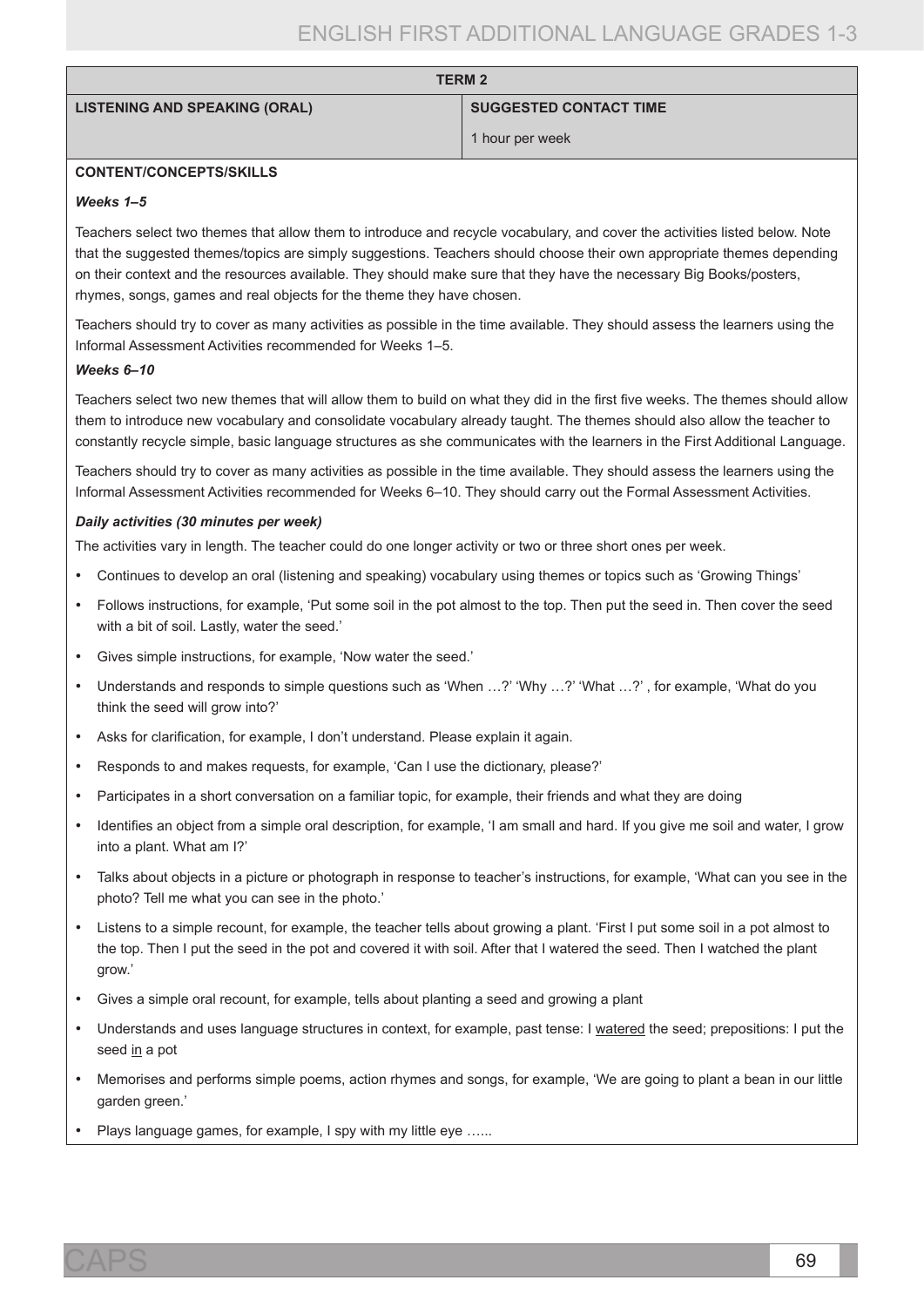| TERM 2 | |
|---|---|
| **LISTENING AND SPEAKING (ORAL)** | **SUGGESTED CONTACT TIME** |
| | 1 hour per week |

**CONTENT/CONCEPTS/SKILLS**

***Weeks 1–5***

Teachers select two themes that allow them to introduce and recycle vocabulary, and cover the activities listed below. Note that the suggested themes/topics are simply suggestions. Teachers should choose their own appropriate themes depending on their context and the resources available. They should make sure that they have the necessary Big Books/posters, rhymes, songs, games and real objects for the theme they have chosen.

Teachers should try to cover as many activities as possible in the time available. They should assess the learners using the Informal Assessment Activities recommended for Weeks 1–5.

***Weeks 6–10***

Teachers select two new themes that will allow them to build on what they did in the first five weeks. The themes should allow them to introduce new vocabulary and consolidate vocabulary already taught. The themes should also allow the teacher to constantly recycle simple, basic language structures as she communicates with the learners in the First Additional Language.

Teachers should try to cover as many activities as possible in the time available. They should assess the learners using the Informal Assessment Activities recommended for Weeks 6–10. They should carry out the Formal Assessment Activities.

***Daily activities (30 minutes per week)***

The activities vary in length. The teacher could do one longer activity or two or three short ones per week.

- Continues to develop an oral (listening and speaking) vocabulary using themes or topics such as 'Growing Things'
- Follows instructions, for example, 'Put some soil in the pot almost to the top. Then put the seed in. Then cover the seed with a bit of soil. Lastly, water the seed.'
- Gives simple instructions, for example, 'Now water the seed.'
- Understands and responds to simple questions such as 'When …?' 'Why …?' 'What …?' , for example, 'What do you think the seed will grow into?'
- Asks for clarification, for example, I don't understand. Please explain it again.
- Responds to and makes requests, for example, 'Can I use the dictionary, please?'
- Participates in a short conversation on a familiar topic, for example, their friends and what they are doing
- Identifies an object from a simple oral description, for example, 'I am small and hard. If you give me soil and water, I grow into a plant. What am I?'
- Talks about objects in a picture or photograph in response to teacher's instructions, for example, 'What can you see in the photo? Tell me what you can see in the photo.'
- Listens to a simple recount, for example, the teacher tells about growing a plant. 'First I put some soil in a pot almost to the top. Then I put the seed in the pot and covered it with soil. After that I watered the seed. Then I watched the plant grow.'
- Gives a simple oral recount, for example, tells about planting a seed and growing a plant
- Understands and uses language structures in context, for example, past tense: I <u>watered</u> the seed; prepositions: I put the seed <u>in</u> a pot
- Memorises and performs simple poems, action rhymes and songs, for example, 'We are going to plant a bean in our little garden green.'
- Plays language games, for example, I spy with my little eye …...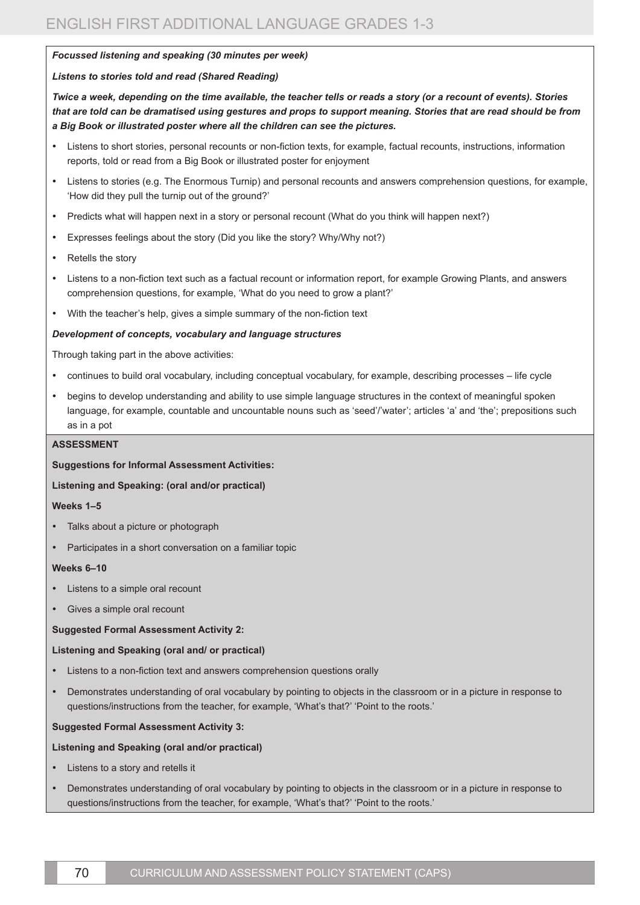***Focussed listening and speaking (30 minutes per week)***

***Listens to stories told and read (Shared Reading)***

***Twice a week, depending on the time available, the teacher tells or reads a story (or a recount of events). Stories that are told can be dramatised using gestures and props to support meaning. Stories that are read should be from a Big Book or illustrated poster where all the children can see the pictures.***

- Listens to short stories, personal recounts or non-fiction texts, for example, factual recounts, instructions, information reports, told or read from a Big Book or illustrated poster for enjoyment
- Listens to stories (e.g. The Enormous Turnip) and personal recounts and answers comprehension questions, for example, 'How did they pull the turnip out of the ground?'
- Predicts what will happen next in a story or personal recount (What do you think will happen next?)
- Expresses feelings about the story (Did you like the story? Why/Why not?)
- Retells the story
- Listens to a non-fiction text such as a factual recount or information report, for example Growing Plants, and answers comprehension questions, for example, 'What do you need to grow a plant?'
- With the teacher's help, gives a simple summary of the non-fiction text

***Development of concepts, vocabulary and language structures***

Through taking part in the above activities:

- continues to build oral vocabulary, including conceptual vocabulary, for example, describing processes – life cycle
- begins to develop understanding and ability to use simple language structures in the context of meaningful spoken language, for example, countable and uncountable nouns such as 'seed'/'water'; articles 'a' and 'the'; prepositions such as in a pot

**ASSESSMENT**

**Suggestions for Informal Assessment Activities:**

**Listening and Speaking: (oral and/or practical)**

**Weeks 1–5**

- Talks about a picture or photograph
- Participates in a short conversation on a familiar topic

**Weeks 6–10**

- Listens to a simple oral recount
- Gives a simple oral recount

**Suggested Formal Assessment Activity 2:**

**Listening and Speaking (oral and/ or practical)**

- Listens to a non-fiction text and answers comprehension questions orally
- Demonstrates understanding of oral vocabulary by pointing to objects in the classroom or in a picture in response to questions/instructions from the teacher, for example, 'What's that?' 'Point to the roots.'

**Suggested Formal Assessment Activity 3:**

**Listening and Speaking (oral and/or practical)**

- Listens to a story and retells it
- Demonstrates understanding of oral vocabulary by pointing to objects in the classroom or in a picture in response to questions/instructions from the teacher, for example, 'What's that?' 'Point to the roots.'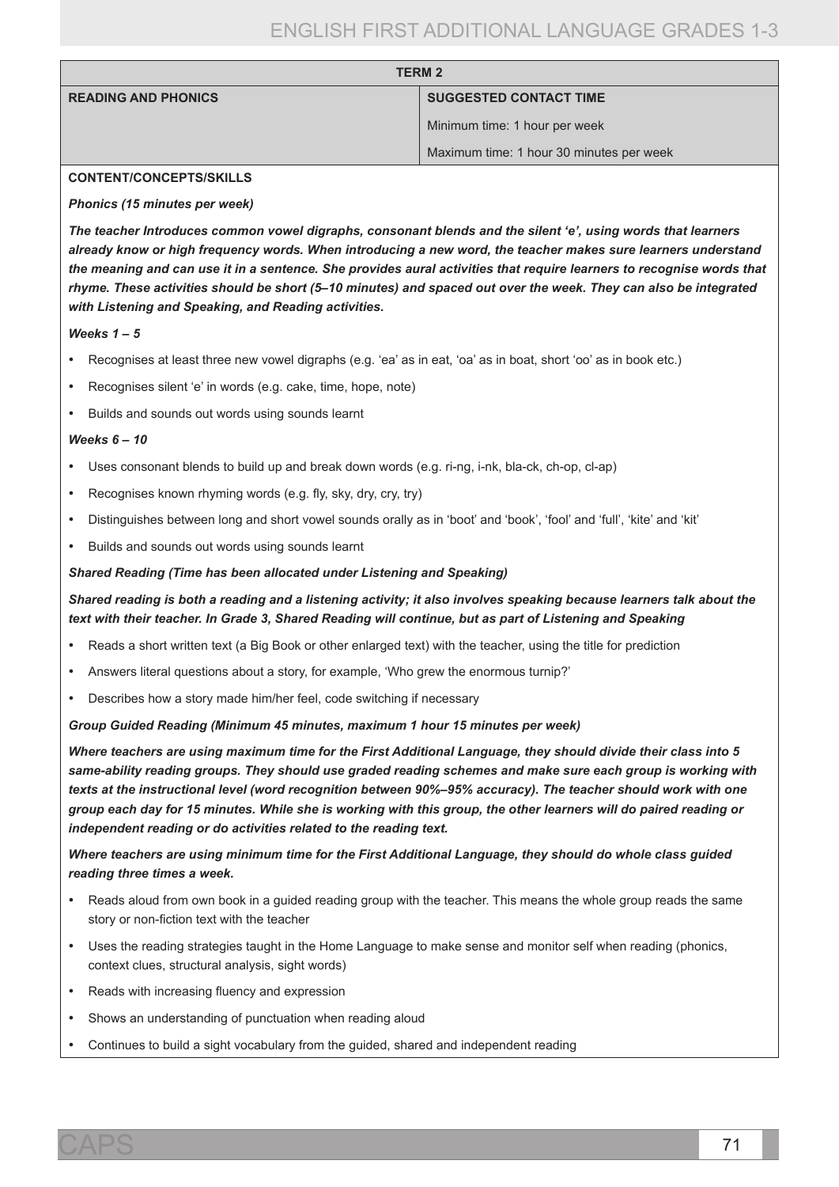| TERM 2 | |
|---|---|
| **READING AND PHONICS** | **SUGGESTED CONTACT TIME** |
| | Minimum time: 1 hour per week |
| | Maximum time: 1 hour 30 minutes per week |

**CONTENT/CONCEPTS/SKILLS**

***Phonics (15 minutes per week)***

***The teacher Introduces common vowel digraphs, consonant blends and the silent 'e', using words that learners already know or high frequency words. When introducing a new word, the teacher makes sure learners understand the meaning and can use it in a sentence. She provides aural activities that require learners to recognise words that rhyme. These activities should be short (5–10 minutes) and spaced out over the week. They can also be integrated with Listening and Speaking, and Reading activities.***

***Weeks 1 – 5***

- Recognises at least three new vowel digraphs (e.g. 'ea' as in eat, 'oa' as in boat, short 'oo' as in book etc.)
- Recognises silent 'e' in words (e.g. cake, time, hope, note)
- Builds and sounds out words using sounds learnt

***Weeks 6 – 10***

- Uses consonant blends to build up and break down words (e.g. ri-ng, i-nk, bla-ck, ch-op, cl-ap)
- Recognises known rhyming words (e.g. fly, sky, dry, cry, try)
- Distinguishes between long and short vowel sounds orally as in 'boot' and 'book', 'fool' and 'full', 'kite' and 'kit'
- Builds and sounds out words using sounds learnt

***Shared Reading (Time has been allocated under Listening and Speaking)***

***Shared reading is both a reading and a listening activity; it also involves speaking because learners talk about the text with their teacher. In Grade 3, Shared Reading will continue, but as part of Listening and Speaking***

- Reads a short written text (a Big Book or other enlarged text) with the teacher, using the title for prediction
- Answers literal questions about a story, for example, 'Who grew the enormous turnip?'
- Describes how a story made him/her feel, code switching if necessary

***Group Guided Reading (Minimum 45 minutes, maximum 1 hour 15 minutes per week)***

***Where teachers are using maximum time for the First Additional Language, they should divide their class into 5 same-ability reading groups. They should use graded reading schemes and make sure each group is working with texts at the instructional level (word recognition between 90%–95% accuracy). The teacher should work with one group each day for 15 minutes. While she is working with this group, the other learners will do paired reading or independent reading or do activities related to the reading text.***

***Where teachers are using minimum time for the First Additional Language, they should do whole class guided reading three times a week.***

- Reads aloud from own book in a guided reading group with the teacher. This means the whole group reads the same story or non-fiction text with the teacher
- Uses the reading strategies taught in the Home Language to make sense and monitor self when reading (phonics, context clues, structural analysis, sight words)
- Reads with increasing fluency and expression
- Shows an understanding of punctuation when reading aloud
- Continues to build a sight vocabulary from the guided, shared and independent reading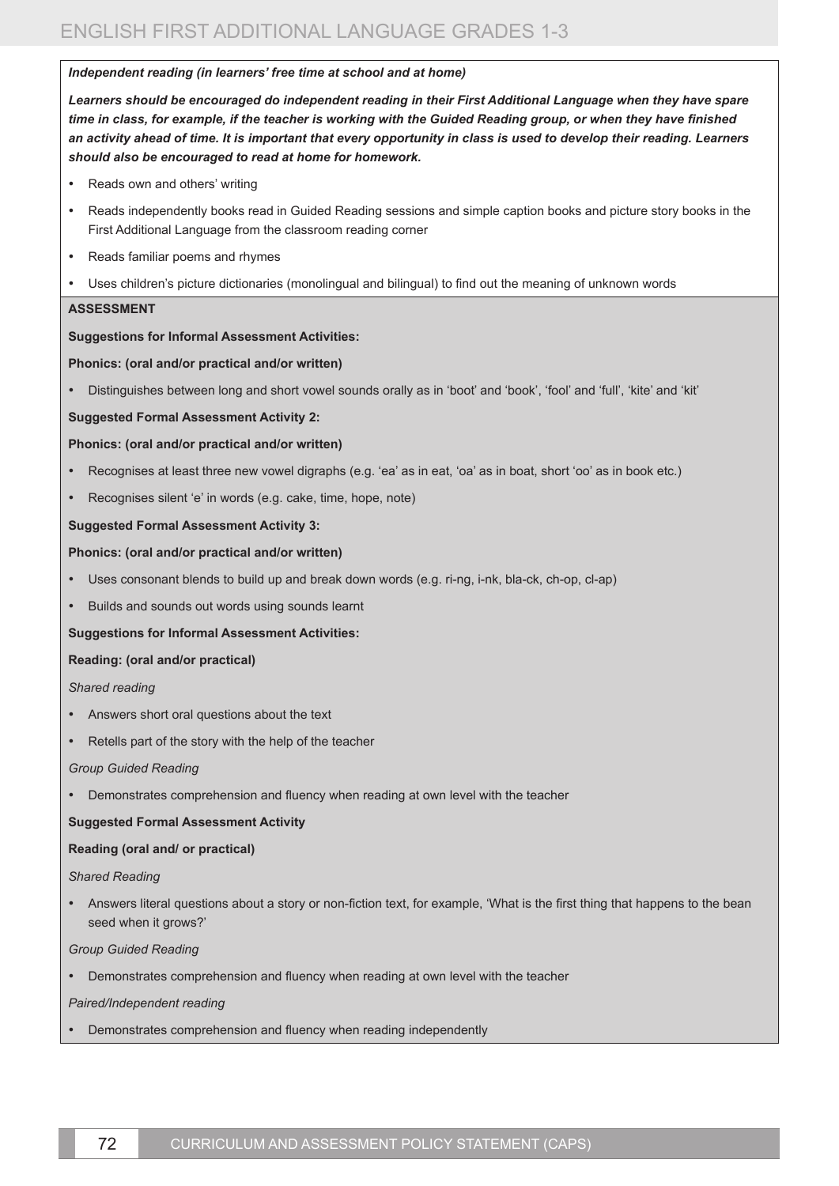***Independent reading (in learners' free time at school and at home)***

***Learners should be encouraged do independent reading in their First Additional Language when they have spare time in class, for example, if the teacher is working with the Guided Reading group, or when they have finished an activity ahead of time. It is important that every opportunity in class is used to develop their reading. Learners should also be encouraged to read at home for homework.***

- Reads own and others' writing
- Reads independently books read in Guided Reading sessions and simple caption books and picture story books in the First Additional Language from the classroom reading corner
- Reads familiar poems and rhymes
- Uses children's picture dictionaries (monolingual and bilingual) to find out the meaning of unknown words

**ASSESSMENT**

**Suggestions for Informal Assessment Activities:**

**Phonics: (oral and/or practical and/or written)**

- Distinguishes between long and short vowel sounds orally as in 'boot' and 'book', 'fool' and 'full', 'kite' and 'kit'

**Suggested Formal Assessment Activity 2:**

**Phonics: (oral and/or practical and/or written)**

- Recognises at least three new vowel digraphs (e.g. 'ea' as in eat, 'oa' as in boat, short 'oo' as in book etc.)
- Recognises silent 'e' in words (e.g. cake, time, hope, note)

**Suggested Formal Assessment Activity 3:**

**Phonics: (oral and/or practical and/or written)**

- Uses consonant blends to build up and break down words (e.g. ri-ng, i-nk, bla-ck, ch-op, cl-ap)
- Builds and sounds out words using sounds learnt

**Suggestions for Informal Assessment Activities:**

**Reading: (oral and/or practical)**

*Shared reading*

- Answers short oral questions about the text
- Retells part of the story with the help of the teacher

*Group Guided Reading*

- Demonstrates comprehension and fluency when reading at own level with the teacher

**Suggested Formal Assessment Activity**

**Reading (oral and/ or practical)**

*Shared Reading*

- Answers literal questions about a story or non-fiction text, for example, 'What is the first thing that happens to the bean seed when it grows?'

*Group Guided Reading*

- Demonstrates comprehension and fluency when reading at own level with the teacher

*Paired/Independent reading*

- Demonstrates comprehension and fluency when reading independently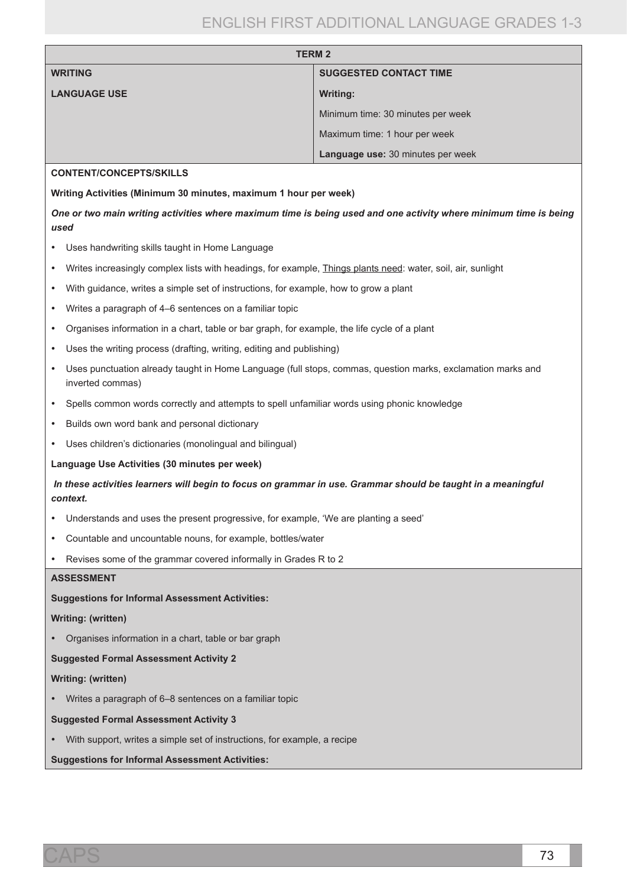| TERM 2 | |
|---|---|
| **WRITING** | **SUGGESTED CONTACT TIME** |
| **LANGUAGE USE** | **Writing:** |
| | Minimum time: 30 minutes per week |
| | Maximum time: 1 hour per week |
| | **Language use:** 30 minutes per week |

**CONTENT/CONCEPTS/SKILLS**

**Writing Activities (Minimum 30 minutes, maximum 1 hour per week)**

***One or two main writing activities where maximum time is being used and one activity where minimum time is being used***

- Uses handwriting skills taught in Home Language
- Writes increasingly complex lists with headings, for example, Things plants need: water, soil, air, sunlight
- With guidance, writes a simple set of instructions, for example, how to grow a plant
- Writes a paragraph of 4–6 sentences on a familiar topic
- Organises information in a chart, table or bar graph, for example, the life cycle of a plant
- Uses the writing process (drafting, writing, editing and publishing)
- Uses punctuation already taught in Home Language (full stops, commas, question marks, exclamation marks and inverted commas)
- Spells common words correctly and attempts to spell unfamiliar words using phonic knowledge
- Builds own word bank and personal dictionary
- Uses children's dictionaries (monolingual and bilingual)

**Language Use Activities (30 minutes per week)**

***In these activities learners will begin to focus on grammar in use. Grammar should be taught in a meaningful context.***

- Understands and uses the present progressive, for example, 'We are planting a seed'
- Countable and uncountable nouns, for example, bottles/water
- Revises some of the grammar covered informally in Grades R to 2

**ASSESSMENT**

**Suggestions for Informal Assessment Activities:**

**Writing: (written)**

- Organises information in a chart, table or bar graph

**Suggested Formal Assessment Activity 2**

**Writing: (written)**

- Writes a paragraph of 6–8 sentences on a familiar topic

**Suggested Formal Assessment Activity 3**

- With support, writes a simple set of instructions, for example, a recipe

**Suggestions for Informal Assessment Activities:**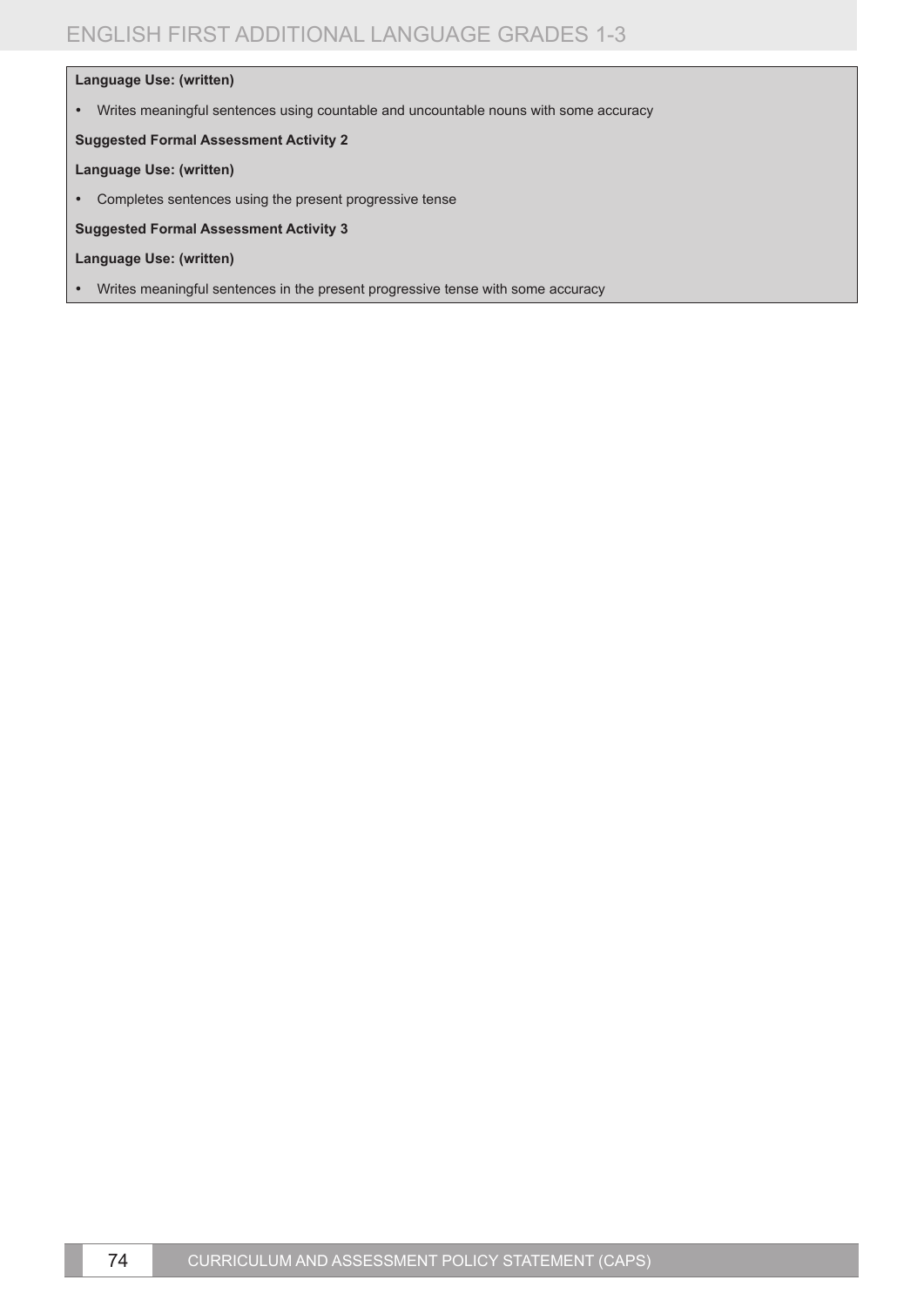**Language Use: (written)**

- Writes meaningful sentences using countable and uncountable nouns with some accuracy

**Suggested Formal Assessment Activity 2**

**Language Use: (written)**

- Completes sentences using the present progressive tense

**Suggested Formal Assessment Activity 3**

**Language Use: (written)**

- Writes meaningful sentences in the present progressive tense with some accuracy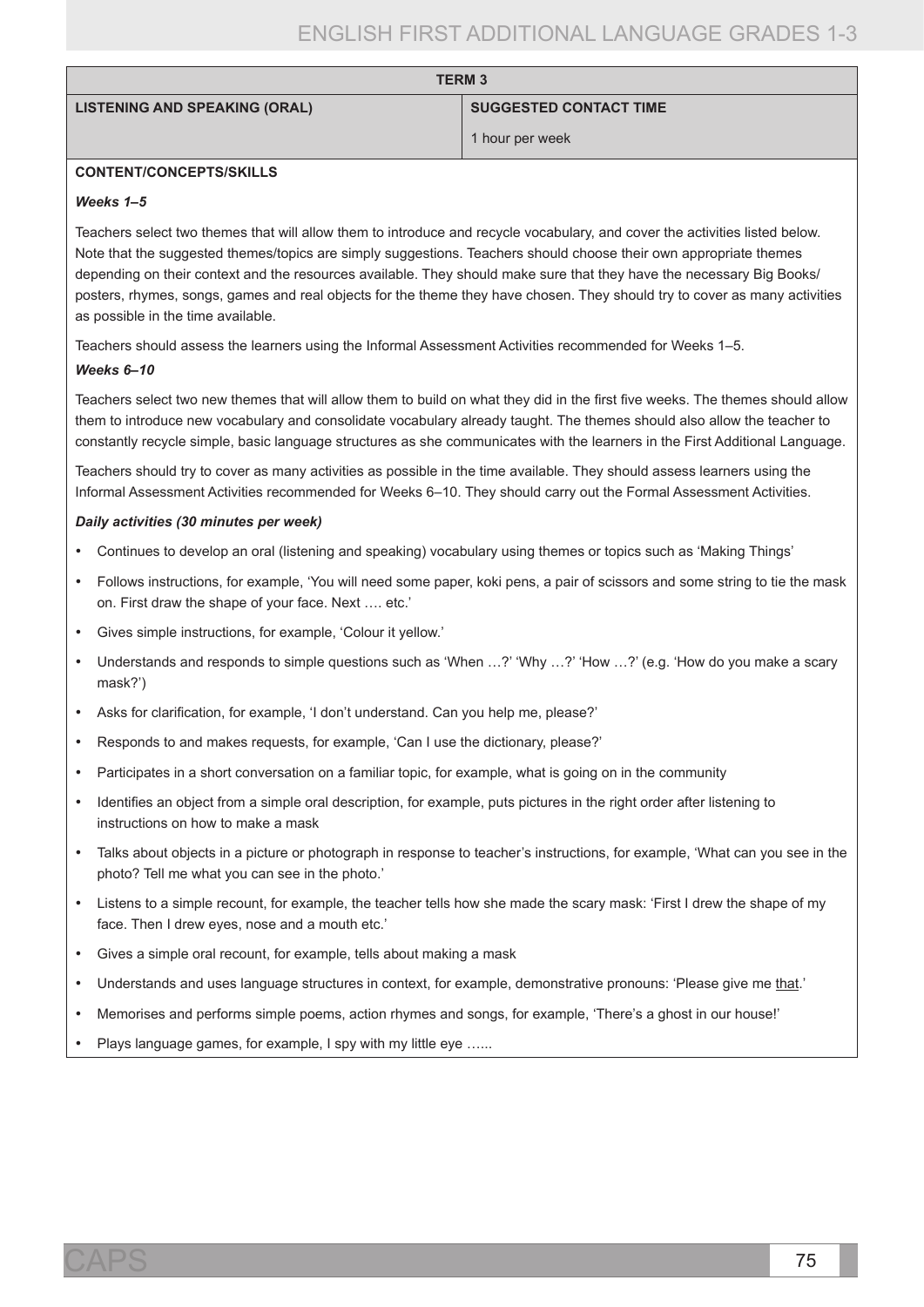| TERM 3 | |
|---|---|
| **LISTENING AND SPEAKING (ORAL)** | **SUGGESTED CONTACT TIME**<br>1 hour per week |

**CONTENT/CONCEPTS/SKILLS**

***Weeks 1–5***

Teachers select two themes that will allow them to introduce and recycle vocabulary, and cover the activities listed below. Note that the suggested themes/topics are simply suggestions. Teachers should choose their own appropriate themes depending on their context and the resources available. They should make sure that they have the necessary Big Books/ posters, rhymes, songs, games and real objects for the theme they have chosen. They should try to cover as many activities as possible in the time available.

Teachers should assess the learners using the Informal Assessment Activities recommended for Weeks 1–5.

***Weeks 6–10***

Teachers select two new themes that will allow them to build on what they did in the first five weeks. The themes should allow them to introduce new vocabulary and consolidate vocabulary already taught. The themes should also allow the teacher to constantly recycle simple, basic language structures as she communicates with the learners in the First Additional Language.

Teachers should try to cover as many activities as possible in the time available. They should assess learners using the Informal Assessment Activities recommended for Weeks 6–10. They should carry out the Formal Assessment Activities.

***Daily activities (30 minutes per week)***

- Continues to develop an oral (listening and speaking) vocabulary using themes or topics such as 'Making Things'
- Follows instructions, for example, 'You will need some paper, koki pens, a pair of scissors and some string to tie the mask on. First draw the shape of your face. Next …. etc.'
- Gives simple instructions, for example, 'Colour it yellow.'
- Understands and responds to simple questions such as 'When …?' 'Why …?' 'How …?' (e.g. 'How do you make a scary mask?')
- Asks for clarification, for example, 'I don't understand. Can you help me, please?'
- Responds to and makes requests, for example, 'Can I use the dictionary, please?'
- Participates in a short conversation on a familiar topic, for example, what is going on in the community
- Identifies an object from a simple oral description, for example, puts pictures in the right order after listening to instructions on how to make a mask
- Talks about objects in a picture or photograph in response to teacher's instructions, for example, 'What can you see in the photo? Tell me what you can see in the photo.'
- Listens to a simple recount, for example, the teacher tells how she made the scary mask: 'First I drew the shape of my face. Then I drew eyes, nose and a mouth etc.'
- Gives a simple oral recount, for example, tells about making a mask
- Understands and uses language structures in context, for example, demonstrative pronouns: 'Please give me <u>that</u>.'
- Memorises and performs simple poems, action rhymes and songs, for example, 'There's a ghost in our house!'
- Plays language games, for example, I spy with my little eye …...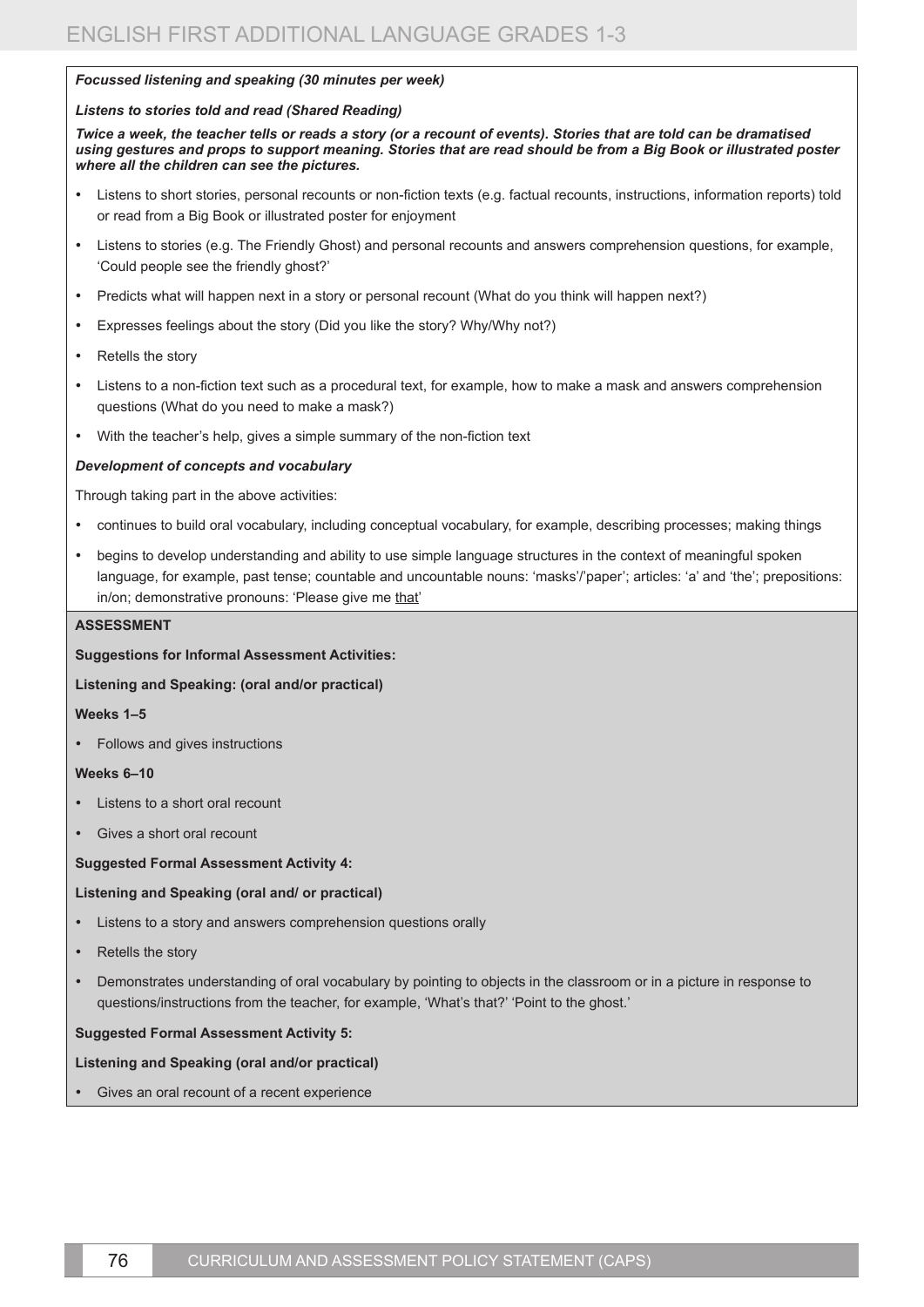***Focussed listening and speaking (30 minutes per week)***

***Listens to stories told and read (Shared Reading)***

***Twice a week, the teacher tells or reads a story (or a recount of events). Stories that are told can be dramatised using gestures and props to support meaning. Stories that are read should be from a Big Book or illustrated poster where all the children can see the pictures.***

- Listens to short stories, personal recounts or non-fiction texts (e.g. factual recounts, instructions, information reports) told or read from a Big Book or illustrated poster for enjoyment
- Listens to stories (e.g. The Friendly Ghost) and personal recounts and answers comprehension questions, for example, 'Could people see the friendly ghost?'
- Predicts what will happen next in a story or personal recount (What do you think will happen next?)
- Expresses feelings about the story (Did you like the story? Why/Why not?)
- Retells the story
- Listens to a non-fiction text such as a procedural text, for example, how to make a mask and answers comprehension questions (What do you need to make a mask?)
- With the teacher's help, gives a simple summary of the non-fiction text

***Development of concepts and vocabulary***

Through taking part in the above activities:

- continues to build oral vocabulary, including conceptual vocabulary, for example, describing processes; making things
- begins to develop understanding and ability to use simple language structures in the context of meaningful spoken language, for example, past tense; countable and uncountable nouns: 'masks'/'paper'; articles: 'a' and 'the'; prepositions: in/on; demonstrative pronouns: 'Please give me that'

**ASSESSMENT**

**Suggestions for Informal Assessment Activities:**

**Listening and Speaking: (oral and/or practical)**

**Weeks 1–5**

- Follows and gives instructions

**Weeks 6–10**

- Listens to a short oral recount
- Gives a short oral recount

**Suggested Formal Assessment Activity 4:**

**Listening and Speaking (oral and/ or practical)**

- Listens to a story and answers comprehension questions orally
- Retells the story
- Demonstrates understanding of oral vocabulary by pointing to objects in the classroom or in a picture in response to questions/instructions from the teacher, for example, 'What's that?' 'Point to the ghost.'

**Suggested Formal Assessment Activity 5:**

**Listening and Speaking (oral and/or practical)**

- Gives an oral recount of a recent experience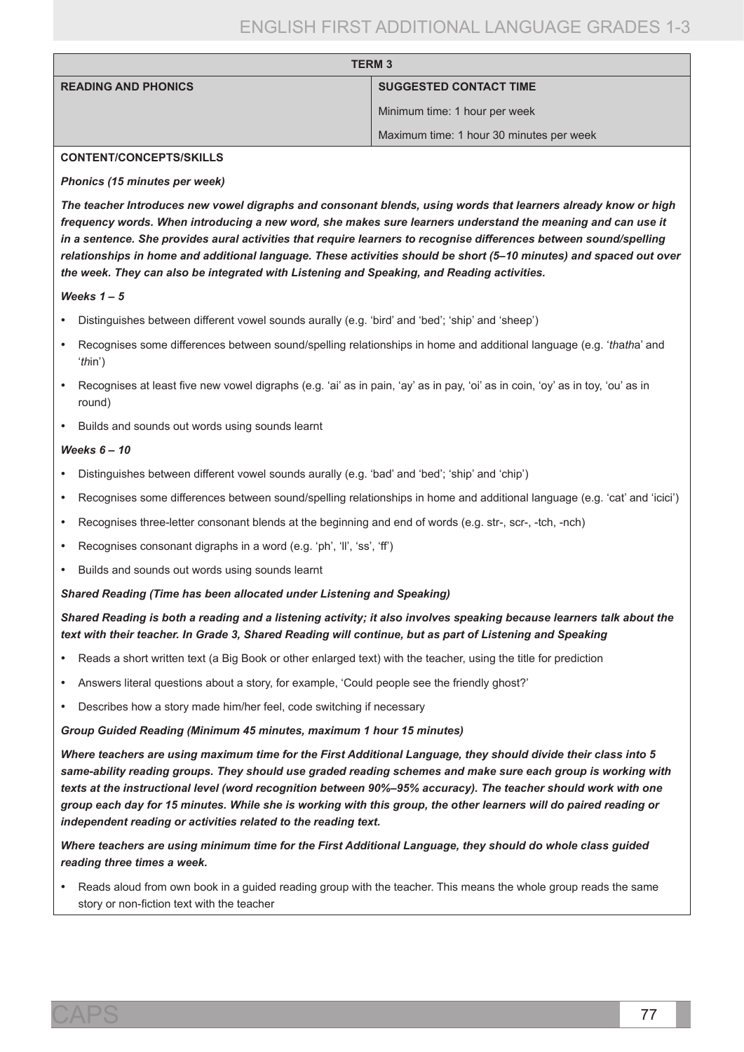| TERM 3 | |
|---|---|
| **READING AND PHONICS** | **SUGGESTED CONTACT TIME** |
| | Minimum time: 1 hour per week |
| | Maximum time: 1 hour 30 minutes per week |

**CONTENT/CONCEPTS/SKILLS**

***Phonics (15 minutes per week)***

***The teacher Introduces new vowel digraphs and consonant blends, using words that learners already know or high frequency words. When introducing a new word, she makes sure learners understand the meaning and can use it in a sentence. She provides aural activities that require learners to recognise differences between sound/spelling relationships in home and additional language. These activities should be short (5–10 minutes) and spaced out over the week. They can also be integrated with Listening and Speaking, and Reading activities.***

***Weeks 1 – 5***

- Distinguishes between different vowel sounds aurally (e.g. 'bird' and 'bed'; 'ship' and 'sheep')
- Recognises some differences between sound/spelling relationships in home and additional language (e.g. '*thatha*' and '*th*in')
- Recognises at least five new vowel digraphs (e.g. 'ai' as in pain, 'ay' as in pay, 'oi' as in coin, 'oy' as in toy, 'ou' as in round)
- Builds and sounds out words using sounds learnt

***Weeks 6 – 10***

- Distinguishes between different vowel sounds aurally (e.g. 'bad' and 'bed'; 'ship' and 'chip')
- Recognises some differences between sound/spelling relationships in home and additional language (e.g. 'cat' and 'icici')
- Recognises three-letter consonant blends at the beginning and end of words (e.g. str-, scr-, -tch, -nch)
- Recognises consonant digraphs in a word (e.g. 'ph', 'll', 'ss', 'ff')
- Builds and sounds out words using sounds learnt

***Shared Reading (Time has been allocated under Listening and Speaking)***

***Shared Reading is both a reading and a listening activity; it also involves speaking because learners talk about the text with their teacher. In Grade 3, Shared Reading will continue, but as part of Listening and Speaking***

- Reads a short written text (a Big Book or other enlarged text) with the teacher, using the title for prediction
- Answers literal questions about a story, for example, 'Could people see the friendly ghost?'
- Describes how a story made him/her feel, code switching if necessary

***Group Guided Reading (Minimum 45 minutes, maximum 1 hour 15 minutes)***

***Where teachers are using maximum time for the First Additional Language, they should divide their class into 5 same-ability reading groups. They should use graded reading schemes and make sure each group is working with texts at the instructional level (word recognition between 90%–95% accuracy). The teacher should work with one group each day for 15 minutes. While she is working with this group, the other learners will do paired reading or independent reading or activities related to the reading text.***

***Where teachers are using minimum time for the First Additional Language, they should do whole class guided reading three times a week.***

- Reads aloud from own book in a guided reading group with the teacher. This means the whole group reads the same story or non-fiction text with the teacher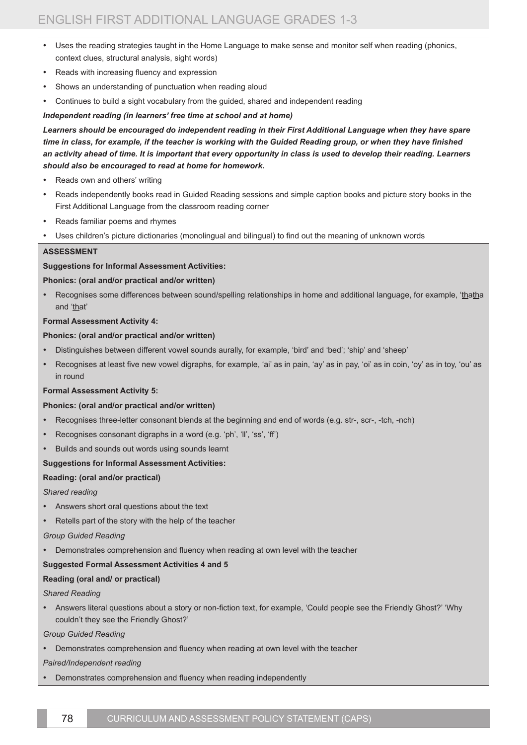- Uses the reading strategies taught in the Home Language to make sense and monitor self when reading (phonics, context clues, structural analysis, sight words)
- Reads with increasing fluency and expression
- Shows an understanding of punctuation when reading aloud
- Continues to build a sight vocabulary from the guided, shared and independent reading

***Independent reading (in learners' free time at school and at home)***

***Learners should be encouraged do independent reading in their First Additional Language when they have spare time in class, for example, if the teacher is working with the Guided Reading group, or when they have finished an activity ahead of time. It is important that every opportunity in class is used to develop their reading. Learners should also be encouraged to read at home for homework.***

- Reads own and others' writing
- Reads independently books read in Guided Reading sessions and simple caption books and picture story books in the First Additional Language from the classroom reading corner
- Reads familiar poems and rhymes
- Uses children's picture dictionaries (monolingual and bilingual) to find out the meaning of unknown words

**ASSESSMENT**

**Suggestions for Informal Assessment Activities:**

**Phonics: (oral and/or practical and/or written)**

- Recognises some differences between sound/spelling relationships in home and additional language, for example, 'thatha and 'that'

**Formal Assessment Activity 4:**

**Phonics: (oral and/or practical and/or written)**

- Distinguishes between different vowel sounds aurally, for example, 'bird' and 'bed'; 'ship' and 'sheep'
- Recognises at least five new vowel digraphs, for example, 'ai' as in pain, 'ay' as in pay, 'oi' as in coin, 'oy' as in toy, 'ou' as in round

**Formal Assessment Activity 5:**

**Phonics: (oral and/or practical and/or written)**

- Recognises three-letter consonant blends at the beginning and end of words (e.g. str-, scr-, -tch, -nch)
- Recognises consonant digraphs in a word (e.g. 'ph', 'll', 'ss', 'ff')
- Builds and sounds out words using sounds learnt

**Suggestions for Informal Assessment Activities:**

**Reading: (oral and/or practical)**

*Shared reading*

- Answers short oral questions about the text
- Retells part of the story with the help of the teacher

*Group Guided Reading*

- Demonstrates comprehension and fluency when reading at own level with the teacher

**Suggested Formal Assessment Activities 4 and 5**

**Reading (oral and/ or practical)**

*Shared Reading*

- Answers literal questions about a story or non-fiction text, for example, 'Could people see the Friendly Ghost?' 'Why couldn't they see the Friendly Ghost?'

*Group Guided Reading*

- Demonstrates comprehension and fluency when reading at own level with the teacher

*Paired/Independent reading*

- Demonstrates comprehension and fluency when reading independently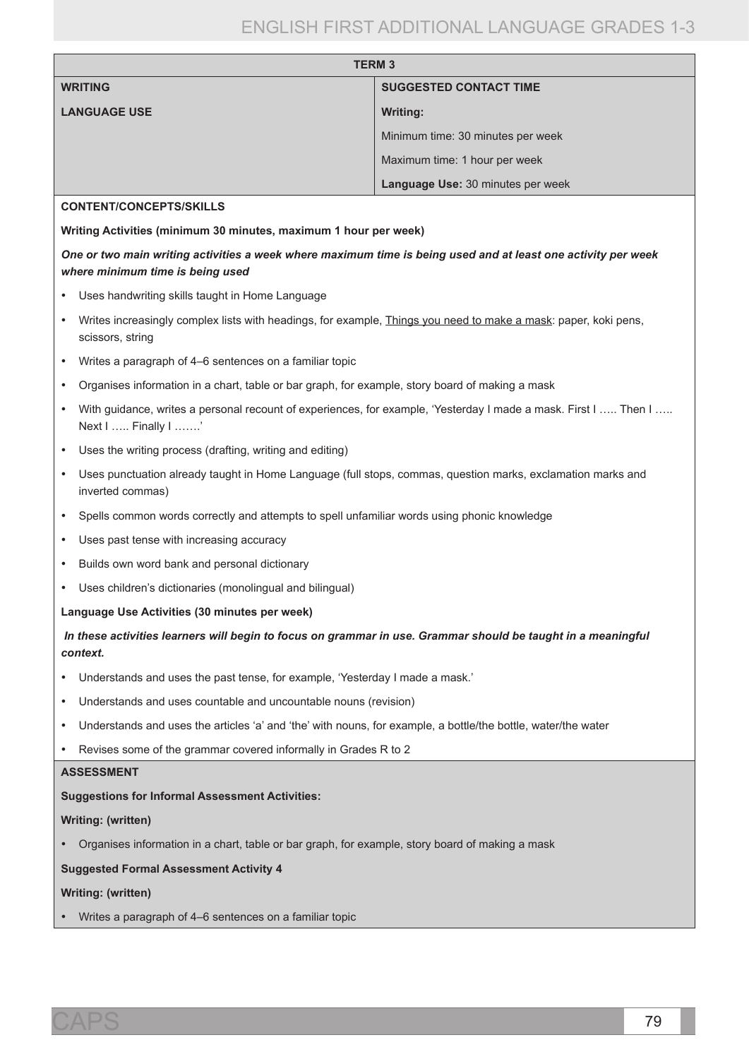| TERM 3 | |
|---|---|
| **WRITING** | **SUGGESTED CONTACT TIME** |
| **LANGUAGE USE** | **Writing:** |
| | Minimum time: 30 minutes per week |
| | Maximum time: 1 hour per week |
| | **Language Use:** 30 minutes per week |

**CONTENT/CONCEPTS/SKILLS**

**Writing Activities (minimum 30 minutes, maximum 1 hour per week)**

***One or two main writing activities a week where maximum time is being used and at least one activity per week where minimum time is being used***

- Uses handwriting skills taught in Home Language
- Writes increasingly complex lists with headings, for example, <u>Things you need to make a mask</u>: paper, koki pens, scissors, string
- Writes a paragraph of 4–6 sentences on a familiar topic
- Organises information in a chart, table or bar graph, for example, story board of making a mask
- With guidance, writes a personal recount of experiences, for example, 'Yesterday I made a mask. First I ….. Then I ….. Next I ….. Finally I …….'
- Uses the writing process (drafting, writing and editing)
- Uses punctuation already taught in Home Language (full stops, commas, question marks, exclamation marks and inverted commas)
- Spells common words correctly and attempts to spell unfamiliar words using phonic knowledge
- Uses past tense with increasing accuracy
- Builds own word bank and personal dictionary
- Uses children's dictionaries (monolingual and bilingual)

**Language Use Activities (30 minutes per week)**

***In these activities learners will begin to focus on grammar in use. Grammar should be taught in a meaningful context.***

- Understands and uses the past tense, for example, 'Yesterday I made a mask.'
- Understands and uses countable and uncountable nouns (revision)
- Understands and uses the articles 'a' and 'the' with nouns, for example, a bottle/the bottle, water/the water
- Revises some of the grammar covered informally in Grades R to 2

**ASSESSMENT**

**Suggestions for Informal Assessment Activities:**

**Writing: (written)**

- Organises information in a chart, table or bar graph, for example, story board of making a mask

**Suggested Formal Assessment Activity 4**

**Writing: (written)**

- Writes a paragraph of 4–6 sentences on a familiar topic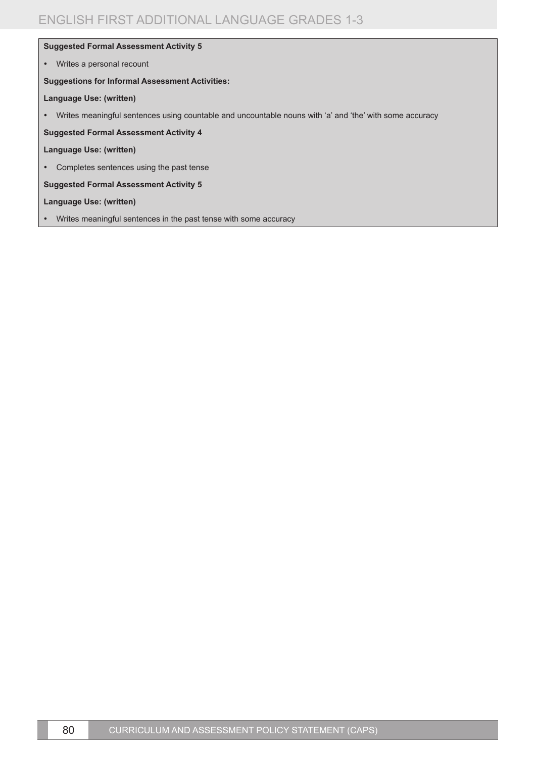**Suggested Formal Assessment Activity 5**

- Writes a personal recount

**Suggestions for Informal Assessment Activities:**

**Language Use: (written)**

- Writes meaningful sentences using countable and uncountable nouns with ‘a’ and ‘the’ with some accuracy

**Suggested Formal Assessment Activity 4**

**Language Use: (written)**

- Completes sentences using the past tense

**Suggested Formal Assessment Activity 5**

**Language Use: (written)**

- Writes meaningful sentences in the past tense with some accuracy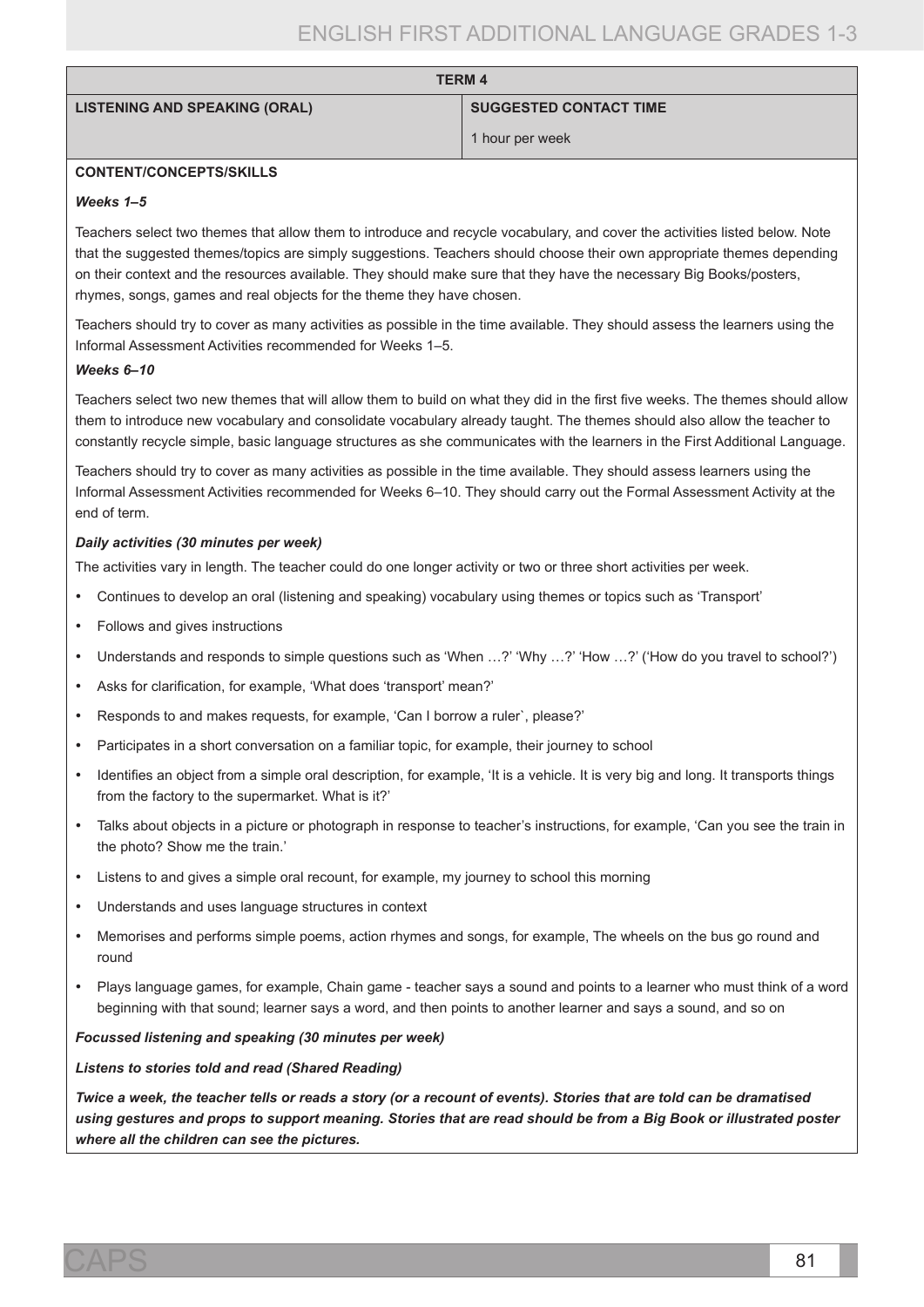| TERM 4 | |
|---|---|
| **LISTENING AND SPEAKING (ORAL)** | **SUGGESTED CONTACT TIME**<br>1 hour per week |

**CONTENT/CONCEPTS/SKILLS**

***Weeks 1–5***

Teachers select two themes that allow them to introduce and recycle vocabulary, and cover the activities listed below. Note that the suggested themes/topics are simply suggestions. Teachers should choose their own appropriate themes depending on their context and the resources available. They should make sure that they have the necessary Big Books/posters, rhymes, songs, games and real objects for the theme they have chosen.

Teachers should try to cover as many activities as possible in the time available. They should assess the learners using the Informal Assessment Activities recommended for Weeks 1–5.

***Weeks 6–10***

Teachers select two new themes that will allow them to build on what they did in the first five weeks. The themes should allow them to introduce new vocabulary and consolidate vocabulary already taught. The themes should also allow the teacher to constantly recycle simple, basic language structures as she communicates with the learners in the First Additional Language.

Teachers should try to cover as many activities as possible in the time available. They should assess learners using the Informal Assessment Activities recommended for Weeks 6–10. They should carry out the Formal Assessment Activity at the end of term.

***Daily activities (30 minutes per week)***

The activities vary in length. The teacher could do one longer activity or two or three short activities per week.

- Continues to develop an oral (listening and speaking) vocabulary using themes or topics such as 'Transport'
- Follows and gives instructions
- Understands and responds to simple questions such as 'When …?' 'Why …?' 'How …?' ('How do you travel to school?')
- Asks for clarification, for example, 'What does 'transport' mean?'
- Responds to and makes requests, for example, 'Can I borrow a ruler`, please?'
- Participates in a short conversation on a familiar topic, for example, their journey to school
- Identifies an object from a simple oral description, for example, 'It is a vehicle. It is very big and long. It transports things from the factory to the supermarket. What is it?'
- Talks about objects in a picture or photograph in response to teacher's instructions, for example, 'Can you see the train in the photo? Show me the train.'
- Listens to and gives a simple oral recount, for example, my journey to school this morning
- Understands and uses language structures in context
- Memorises and performs simple poems, action rhymes and songs, for example, The wheels on the bus go round and round
- Plays language games, for example, Chain game - teacher says a sound and points to a learner who must think of a word beginning with that sound; learner says a word, and then points to another learner and says a sound, and so on

***Focussed listening and speaking (30 minutes per week)***

***Listens to stories told and read (Shared Reading)***

***Twice a week, the teacher tells or reads a story (or a recount of events). Stories that are told can be dramatised using gestures and props to support meaning. Stories that are read should be from a Big Book or illustrated poster where all the children can see the pictures.***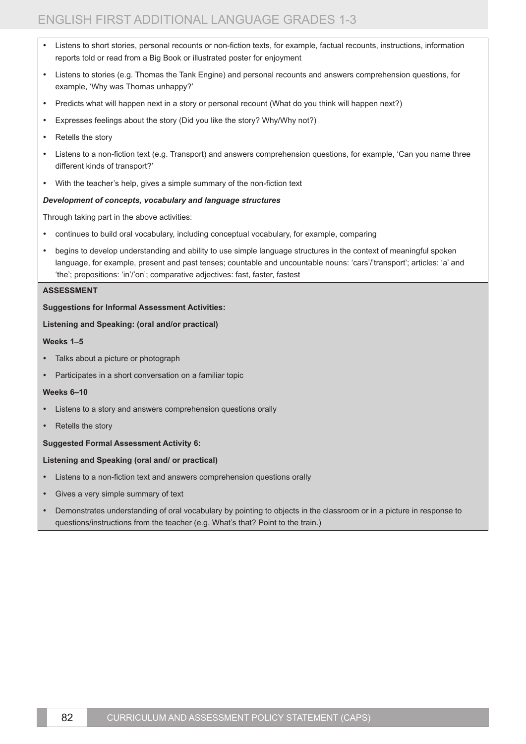- Listens to short stories, personal recounts or non-fiction texts, for example, factual recounts, instructions, information reports told or read from a Big Book or illustrated poster for enjoyment
- Listens to stories (e.g. Thomas the Tank Engine) and personal recounts and answers comprehension questions, for example, 'Why was Thomas unhappy?'
- Predicts what will happen next in a story or personal recount (What do you think will happen next?)
- Expresses feelings about the story (Did you like the story? Why/Why not?)
- Retells the story
- Listens to a non-fiction text (e.g. Transport) and answers comprehension questions, for example, 'Can you name three different kinds of transport?'
- With the teacher's help, gives a simple summary of the non-fiction text

***Development of concepts, vocabulary and language structures***

Through taking part in the above activities:

- continues to build oral vocabulary, including conceptual vocabulary, for example, comparing
- begins to develop understanding and ability to use simple language structures in the context of meaningful spoken language, for example, present and past tenses; countable and uncountable nouns: 'cars'/'transport'; articles: 'a' and 'the'; prepositions: 'in'/'on'; comparative adjectives: fast, faster, fastest

**ASSESSMENT**

**Suggestions for Informal Assessment Activities:**

**Listening and Speaking: (oral and/or practical)**

**Weeks 1–5**

- Talks about a picture or photograph
- Participates in a short conversation on a familiar topic

**Weeks 6–10**

- Listens to a story and answers comprehension questions orally
- Retells the story

**Suggested Formal Assessment Activity 6:**

**Listening and Speaking (oral and/ or practical)**

- Listens to a non-fiction text and answers comprehension questions orally
- Gives a very simple summary of text
- Demonstrates understanding of oral vocabulary by pointing to objects in the classroom or in a picture in response to questions/instructions from the teacher (e.g. What's that? Point to the train.)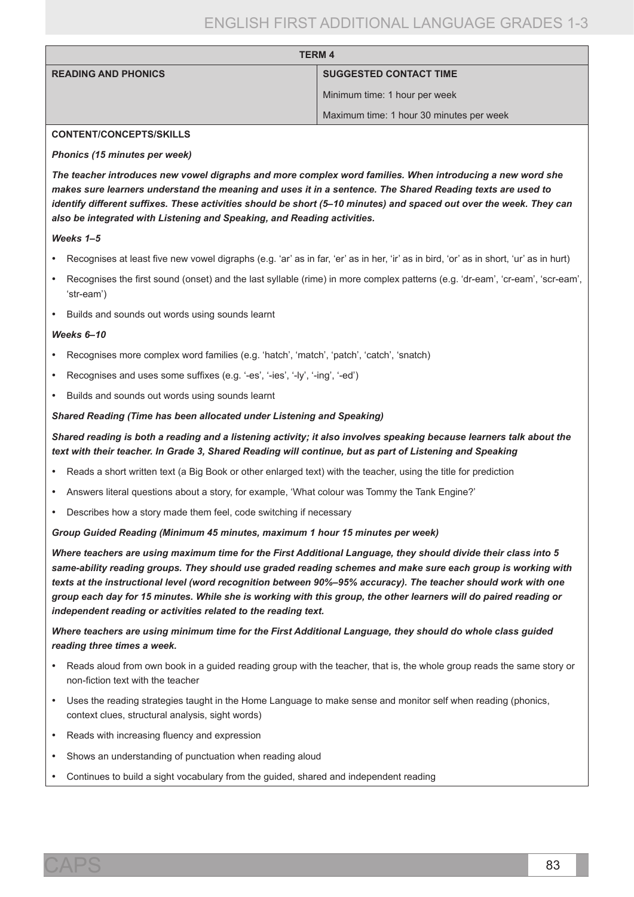| TERM 4 | |
|---|---|
| **READING AND PHONICS** | **SUGGESTED CONTACT TIME** |
| | Minimum time: 1 hour per week |
| | Maximum time: 1 hour 30 minutes per week |

**CONTENT/CONCEPTS/SKILLS**

***Phonics (15 minutes per week)***

***The teacher introduces new vowel digraphs and more complex word families. When introducing a new word she makes sure learners understand the meaning and uses it in a sentence. The Shared Reading texts are used to identify different suffixes. These activities should be short (5–10 minutes) and spaced out over the week. They can also be integrated with Listening and Speaking, and Reading activities.***

***Weeks 1–5***

- Recognises at least five new vowel digraphs (e.g. 'ar' as in far, 'er' as in her, 'ir' as in bird, 'or' as in short, 'ur' as in hurt)
- Recognises the first sound (onset) and the last syllable (rime) in more complex patterns (e.g. 'dr-eam', 'cr-eam', 'scr-eam', 'str-eam')
- Builds and sounds out words using sounds learnt

***Weeks 6–10***

- Recognises more complex word families (e.g. 'hatch', 'match', 'patch', 'catch', 'snatch)
- Recognises and uses some suffixes (e.g. '-es', '-ies', '-ly', '-ing', '-ed')
- Builds and sounds out words using sounds learnt

***Shared Reading (Time has been allocated under Listening and Speaking)***

***Shared reading is both a reading and a listening activity; it also involves speaking because learners talk about the text with their teacher. In Grade 3, Shared Reading will continue, but as part of Listening and Speaking***

- Reads a short written text (a Big Book or other enlarged text) with the teacher, using the title for prediction
- Answers literal questions about a story, for example, 'What colour was Tommy the Tank Engine?'
- Describes how a story made them feel, code switching if necessary

***Group Guided Reading (Minimum 45 minutes, maximum 1 hour 15 minutes per week)***

***Where teachers are using maximum time for the First Additional Language, they should divide their class into 5 same-ability reading groups. They should use graded reading schemes and make sure each group is working with texts at the instructional level (word recognition between 90%–95% accuracy). The teacher should work with one group each day for 15 minutes. While she is working with this group, the other learners will do paired reading or independent reading or activities related to the reading text.***

***Where teachers are using minimum time for the First Additional Language, they should do whole class guided reading three times a week.***

- Reads aloud from own book in a guided reading group with the teacher, that is, the whole group reads the same story or non-fiction text with the teacher
- Uses the reading strategies taught in the Home Language to make sense and monitor self when reading (phonics, context clues, structural analysis, sight words)
- Reads with increasing fluency and expression
- Shows an understanding of punctuation when reading aloud
- Continues to build a sight vocabulary from the guided, shared and independent reading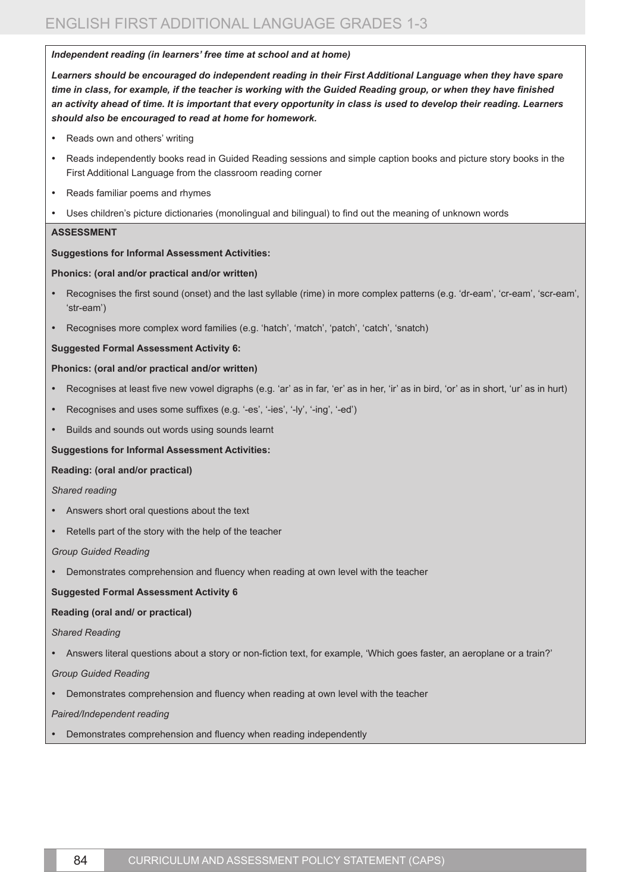***Independent reading (in learners' free time at school and at home)***

***Learners should be encouraged do independent reading in their First Additional Language when they have spare time in class, for example, if the teacher is working with the Guided Reading group, or when they have finished an activity ahead of time. It is important that every opportunity in class is used to develop their reading. Learners should also be encouraged to read at home for homework.***

- Reads own and others' writing
- Reads independently books read in Guided Reading sessions and simple caption books and picture story books in the First Additional Language from the classroom reading corner
- Reads familiar poems and rhymes
- Uses children's picture dictionaries (monolingual and bilingual) to find out the meaning of unknown words

**ASSESSMENT**

**Suggestions for Informal Assessment Activities:**

**Phonics: (oral and/or practical and/or written)**

- Recognises the first sound (onset) and the last syllable (rime) in more complex patterns (e.g. 'dr-eam', 'cr-eam', 'scr-eam', 'str-eam')
- Recognises more complex word families (e.g. 'hatch', 'match', 'patch', 'catch', 'snatch)

**Suggested Formal Assessment Activity 6:**

**Phonics: (oral and/or practical and/or written)**

- Recognises at least five new vowel digraphs (e.g. 'ar' as in far, 'er' as in her, 'ir' as in bird, 'or' as in short, 'ur' as in hurt)
- Recognises and uses some suffixes (e.g. '-es', '-ies', '-ly', '-ing', '-ed')
- Builds and sounds out words using sounds learnt

**Suggestions for Informal Assessment Activities:**

**Reading: (oral and/or practical)**

*Shared reading*

- Answers short oral questions about the text
- Retells part of the story with the help of the teacher

*Group Guided Reading*

- Demonstrates comprehension and fluency when reading at own level with the teacher

**Suggested Formal Assessment Activity 6**

**Reading (oral and/ or practical)**

*Shared Reading*

- Answers literal questions about a story or non-fiction text, for example, 'Which goes faster, an aeroplane or a train?'

*Group Guided Reading*

- Demonstrates comprehension and fluency when reading at own level with the teacher

*Paired/Independent reading*

- Demonstrates comprehension and fluency when reading independently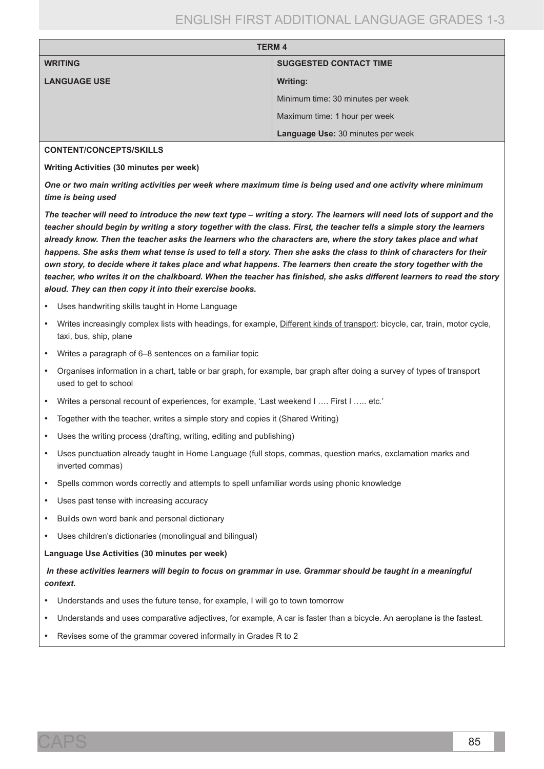| TERM 4 | |
|---|---|
| **WRITING** | **SUGGESTED CONTACT TIME** |
| **LANGUAGE USE** | **Writing:** |
| | Minimum time: 30 minutes per week |
| | Maximum time: 1 hour per week |
| | **Language Use:** 30 minutes per week |

**CONTENT/CONCEPTS/SKILLS**

**Writing Activities (30 minutes per week)**

***One or two main writing activities per week where maximum time is being used and one activity where minimum time is being used***

***The teacher will need to introduce the new text type – writing a story. The learners will need lots of support and the teacher should begin by writing a story together with the class. First, the teacher tells a simple story the learners already know. Then the teacher asks the learners who the characters are, where the story takes place and what happens. She asks them what tense is used to tell a story. Then she asks the class to think of characters for their own story, to decide where it takes place and what happens. The learners then create the story together with the teacher, who writes it on the chalkboard. When the teacher has finished, she asks different learners to read the story aloud. They can then copy it into their exercise books.***

- Uses handwriting skills taught in Home Language
- Writes increasingly complex lists with headings, for example, <u>Different kinds of transport</u>: bicycle, car, train, motor cycle, taxi, bus, ship, plane
- Writes a paragraph of 6–8 sentences on a familiar topic
- Organises information in a chart, table or bar graph, for example, bar graph after doing a survey of types of transport used to get to school
- Writes a personal recount of experiences, for example, 'Last weekend I …. First I ….. etc.'
- Together with the teacher, writes a simple story and copies it (Shared Writing)
- Uses the writing process (drafting, writing, editing and publishing)
- Uses punctuation already taught in Home Language (full stops, commas, question marks, exclamation marks and inverted commas)
- Spells common words correctly and attempts to spell unfamiliar words using phonic knowledge
- Uses past tense with increasing accuracy
- Builds own word bank and personal dictionary
- Uses children's dictionaries (monolingual and bilingual)

**Language Use Activities (30 minutes per week)**

***In these activities learners will begin to focus on grammar in use. Grammar should be taught in a meaningful context.***

- Understands and uses the future tense, for example, I will go to town tomorrow
- Understands and uses comparative adjectives, for example, A car is faster than a bicycle. An aeroplane is the fastest.
- Revises some of the grammar covered informally in Grades R to 2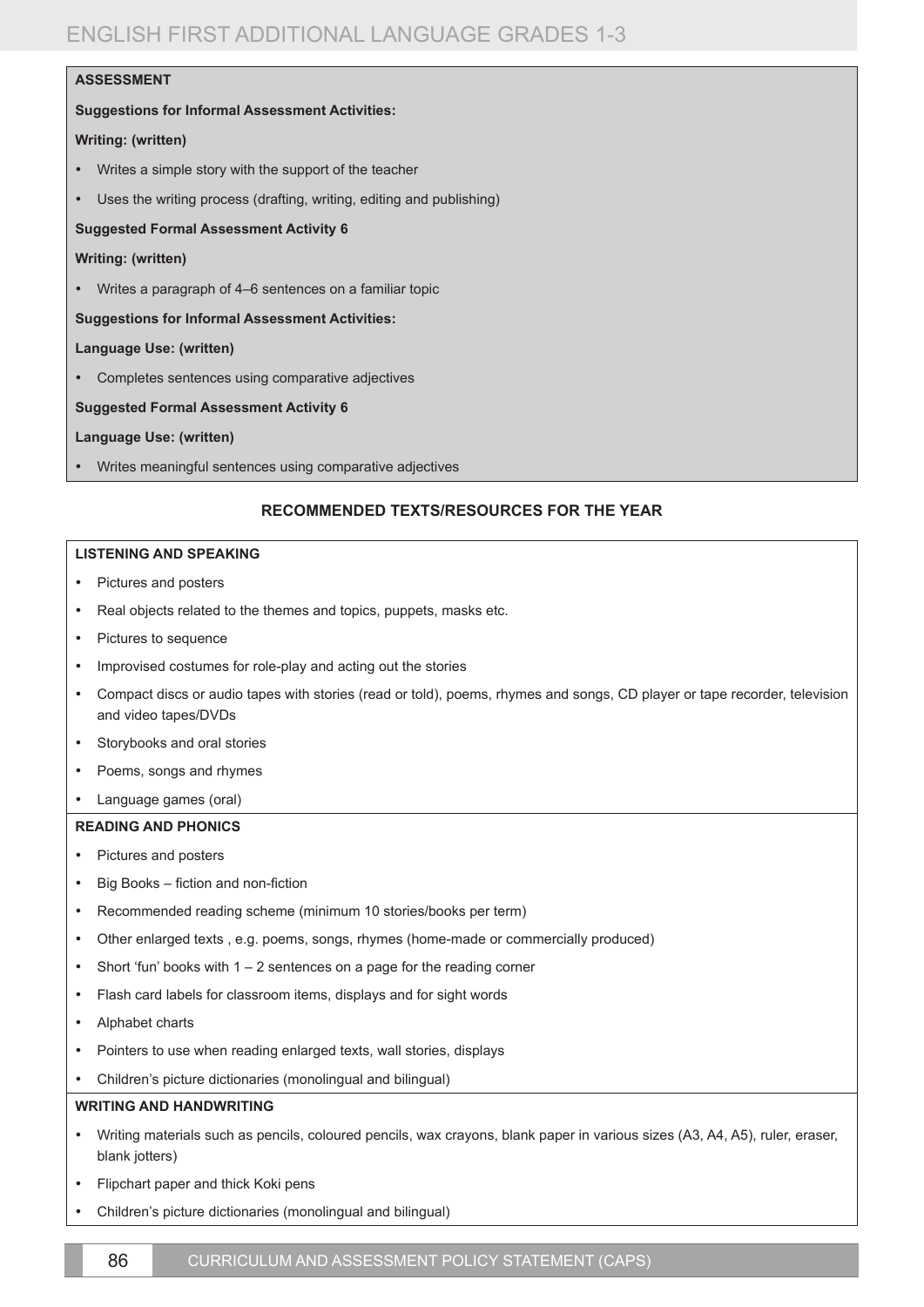**ASSESSMENT**

**Suggestions for Informal Assessment Activities:**

**Writing: (written)**

- Writes a simple story with the support of the teacher
- Uses the writing process (drafting, writing, editing and publishing)

**Suggested Formal Assessment Activity 6**

**Writing: (written)**

- Writes a paragraph of 4–6 sentences on a familiar topic

**Suggestions for Informal Assessment Activities:**

**Language Use: (written)**

- Completes sentences using comparative adjectives

**Suggested Formal Assessment Activity 6**

**Language Use: (written)**

- Writes meaningful sentences using comparative adjectives

## RECOMMENDED TEXTS/RESOURCES FOR THE YEAR

**LISTENING AND SPEAKING**

- Pictures and posters
- Real objects related to the themes and topics, puppets, masks etc.
- Pictures to sequence
- Improvised costumes for role-play and acting out the stories
- Compact discs or audio tapes with stories (read or told), poems, rhymes and songs, CD player or tape recorder, television and video tapes/DVDs
- Storybooks and oral stories
- Poems, songs and rhymes
- Language games (oral)

**READING AND PHONICS**

- Pictures and posters
- Big Books – fiction and non-fiction
- Recommended reading scheme (minimum 10 stories/books per term)
- Other enlarged texts , e.g. poems, songs, rhymes (home-made or commercially produced)
- Short 'fun' books with 1 – 2 sentences on a page for the reading corner
- Flash card labels for classroom items, displays and for sight words
- Alphabet charts
- Pointers to use when reading enlarged texts, wall stories, displays
- Children's picture dictionaries (monolingual and bilingual)

**WRITING AND HANDWRITING**

- Writing materials such as pencils, coloured pencils, wax crayons, blank paper in various sizes (A3, A4, A5), ruler, eraser, blank jotters)
- Flipchart paper and thick Koki pens
- Children's picture dictionaries (monolingual and bilingual)